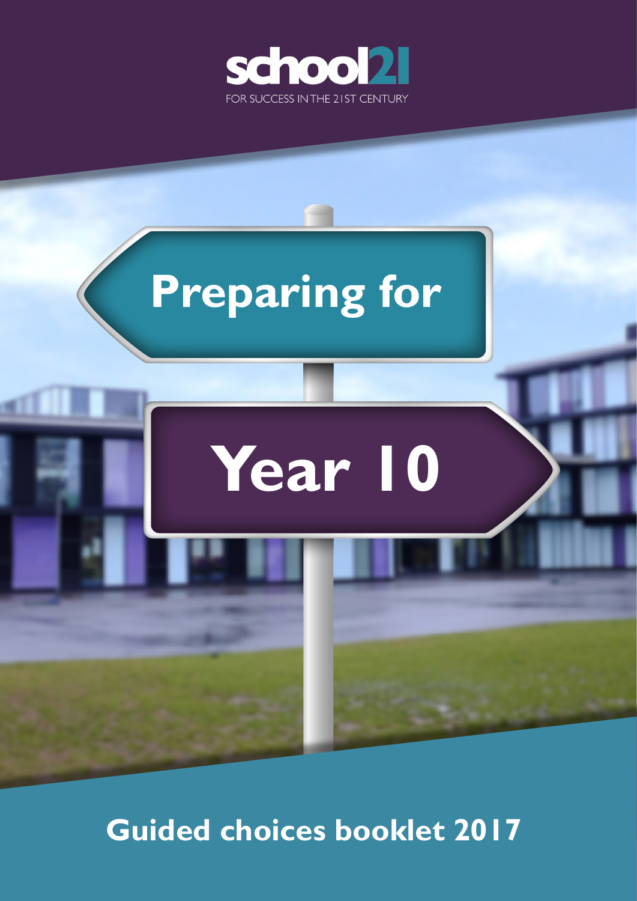school21

FOR SUCCESS IN THE 21ST CENTURY

# Preparing for Year 10

## Guided choices booklet 2017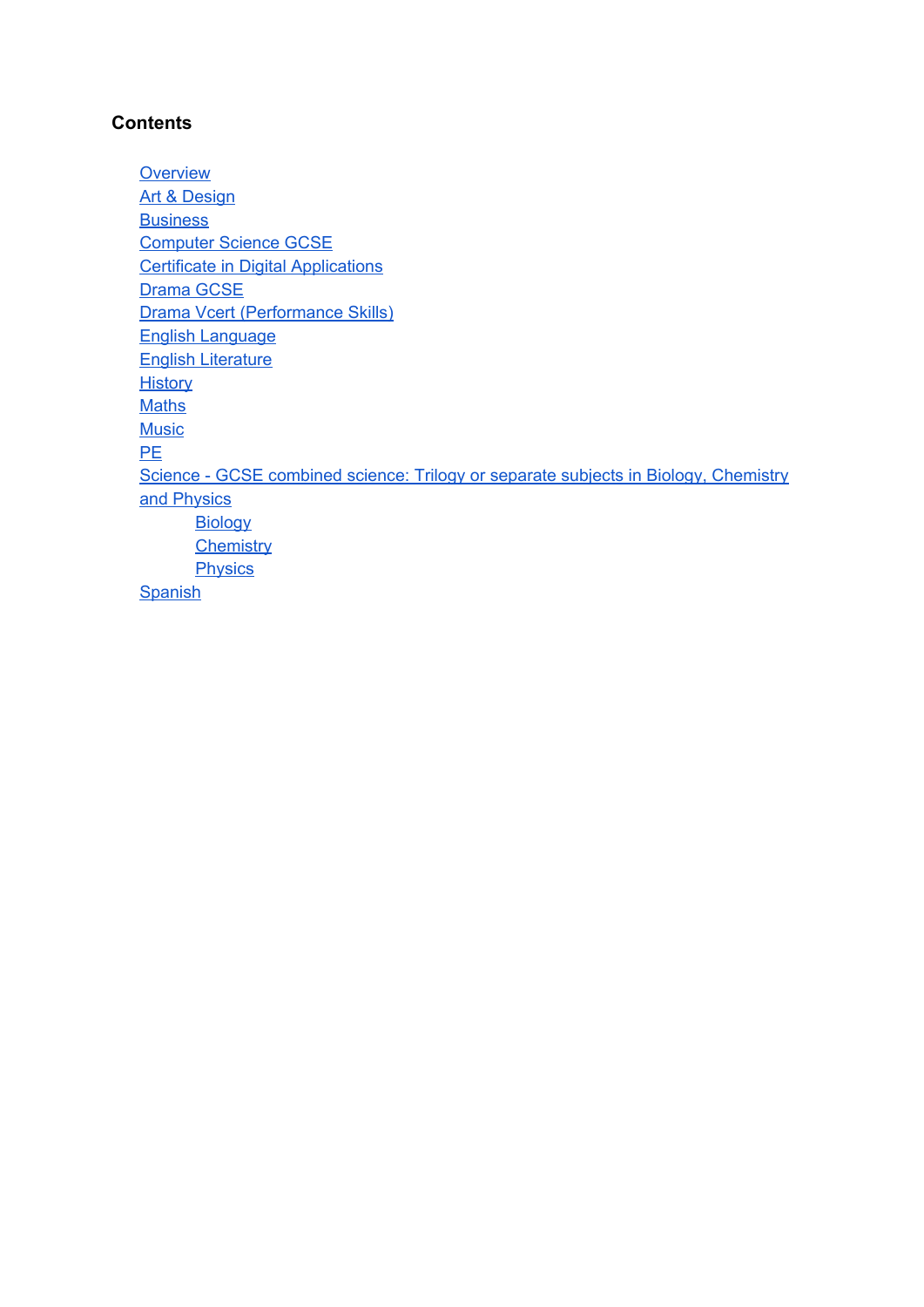**Contents**

- Overview
- Art & Design
- Business
- Computer Science GCSE
- Certificate in Digital Applications
- Drama GCSE
- Drama Vcert (Performance Skills)
- English Language
- English Literature
- History
- Maths
- Music
- PE
- Science - GCSE combined science: Trilogy or separate subjects in Biology, Chemistry and Physics
    - Biology
    - Chemistry
    - Physics
- Spanish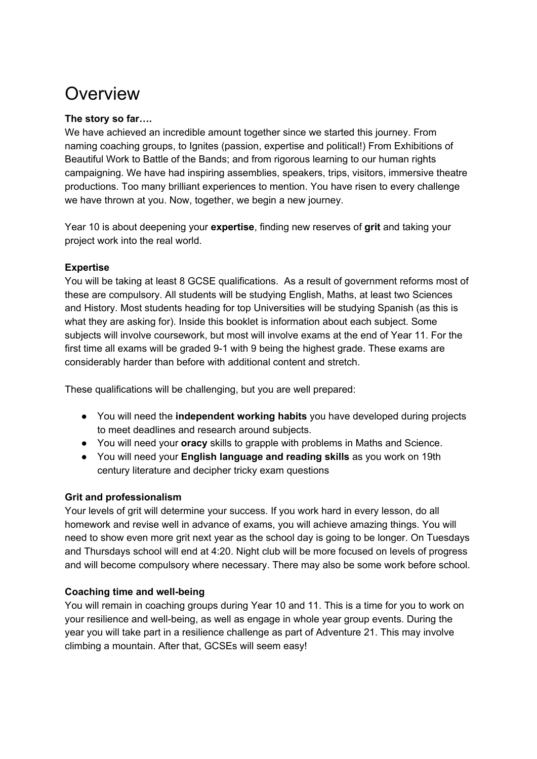# Overview

**The story so far….**

We have achieved an incredible amount together since we started this journey. From naming coaching groups, to Ignites (passion, expertise and political!) From Exhibitions of Beautiful Work to Battle of the Bands; and from rigorous learning to our human rights campaigning. We have had inspiring assemblies, speakers, trips, visitors, immersive theatre productions. Too many brilliant experiences to mention. You have risen to every challenge we have thrown at you. Now, together, we begin a new journey.

Year 10 is about deepening your **expertise**, finding new reserves of **grit** and taking your project work into the real world.

**Expertise**

You will be taking at least 8 GCSE qualifications. As a result of government reforms most of these are compulsory. All students will be studying English, Maths, at least two Sciences and History. Most students heading for top Universities will be studying Spanish (as this is what they are asking for). Inside this booklet is information about each subject. Some subjects will involve coursework, but most will involve exams at the end of Year 11. For the first time all exams will be graded 9-1 with 9 being the highest grade. These exams are considerably harder than before with additional content and stretch.

These qualifications will be challenging, but you are well prepared:

- You will need the **independent working habits** you have developed during projects to meet deadlines and research around subjects.
- You will need your **oracy** skills to grapple with problems in Maths and Science.
- You will need your **English language and reading skills** as you work on 19th century literature and decipher tricky exam questions

**Grit and professionalism**

Your levels of grit will determine your success. If you work hard in every lesson, do all homework and revise well in advance of exams, you will achieve amazing things. You will need to show even more grit next year as the school day is going to be longer. On Tuesdays and Thursdays school will end at 4:20. Night club will be more focused on levels of progress and will become compulsory where necessary. There may also be some work before school.

**Coaching time and well-being**

You will remain in coaching groups during Year 10 and 11. This is a time for you to work on your resilience and well-being, as well as engage in whole year group events. During the year you will take part in a resilience challenge as part of Adventure 21. This may involve climbing a mountain. After that, GCSEs will seem easy!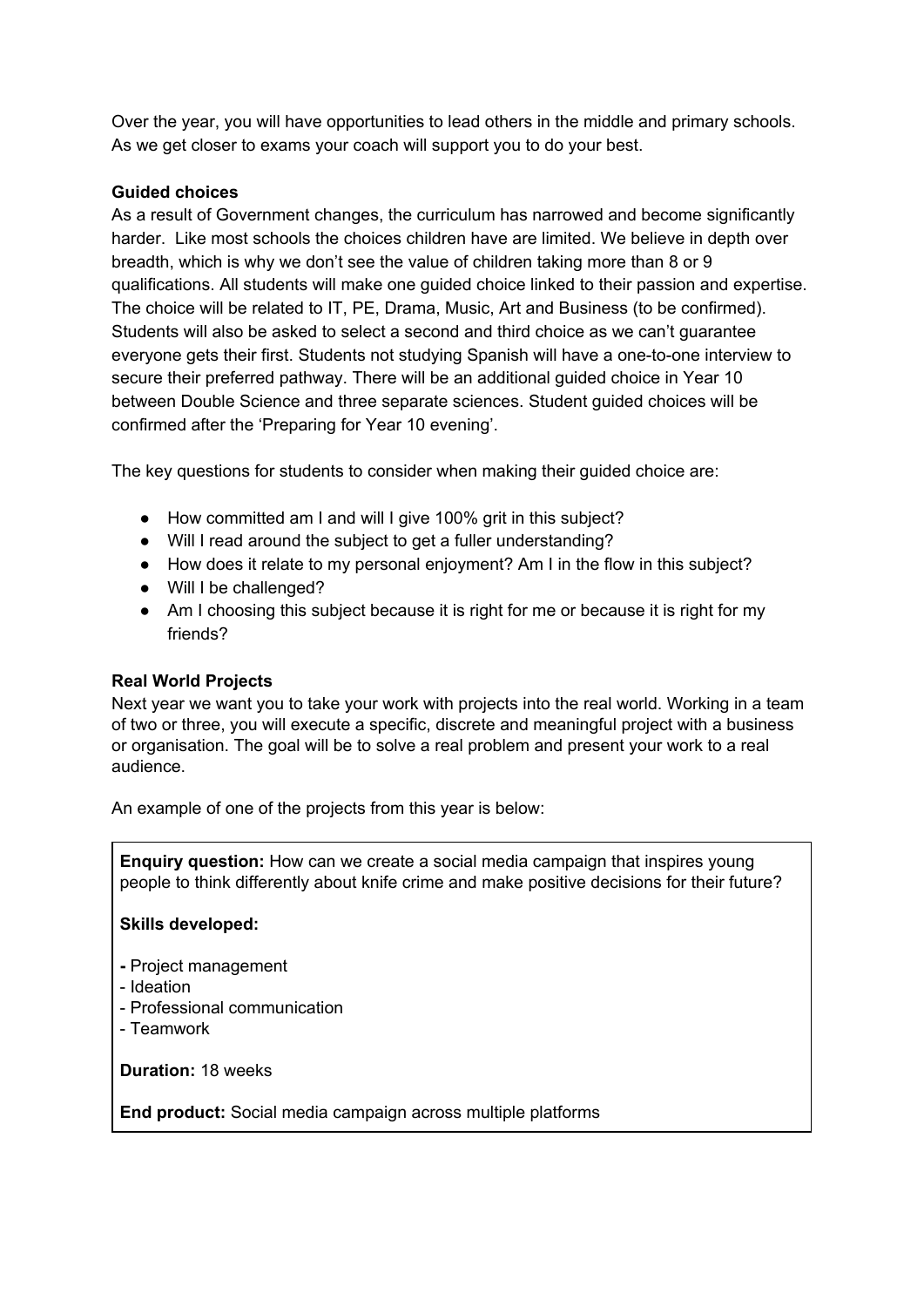Over the year, you will have opportunities to lead others in the middle and primary schools. As we get closer to exams your coach will support you to do your best.

**Guided choices**

As a result of Government changes, the curriculum has narrowed and become significantly harder. Like most schools the choices children have are limited. We believe in depth over breadth, which is why we don't see the value of children taking more than 8 or 9 qualifications. All students will make one guided choice linked to their passion and expertise. The choice will be related to IT, PE, Drama, Music, Art and Business (to be confirmed). Students will also be asked to select a second and third choice as we can't guarantee everyone gets their first. Students not studying Spanish will have a one-to-one interview to secure their preferred pathway. There will be an additional guided choice in Year 10 between Double Science and three separate sciences. Student guided choices will be confirmed after the 'Preparing for Year 10 evening'.

The key questions for students to consider when making their guided choice are:

- How committed am I and will I give 100% grit in this subject?
- Will I read around the subject to get a fuller understanding?
- How does it relate to my personal enjoyment? Am I in the flow in this subject?
- Will I be challenged?
- Am I choosing this subject because it is right for me or because it is right for my friends?

**Real World Projects**

Next year we want you to take your work with projects into the real world. Working in a team of two or three, you will execute a specific, discrete and meaningful project with a business or organisation. The goal will be to solve a real problem and present your work to a real audience.

An example of one of the projects from this year is below:

**Enquiry question:** How can we create a social media campaign that inspires young people to think differently about knife crime and make positive decisions for their future?

**Skills developed:**

- Project management
- Ideation
- Professional communication
- Teamwork

**Duration:** 18 weeks

**End product:** Social media campaign across multiple platforms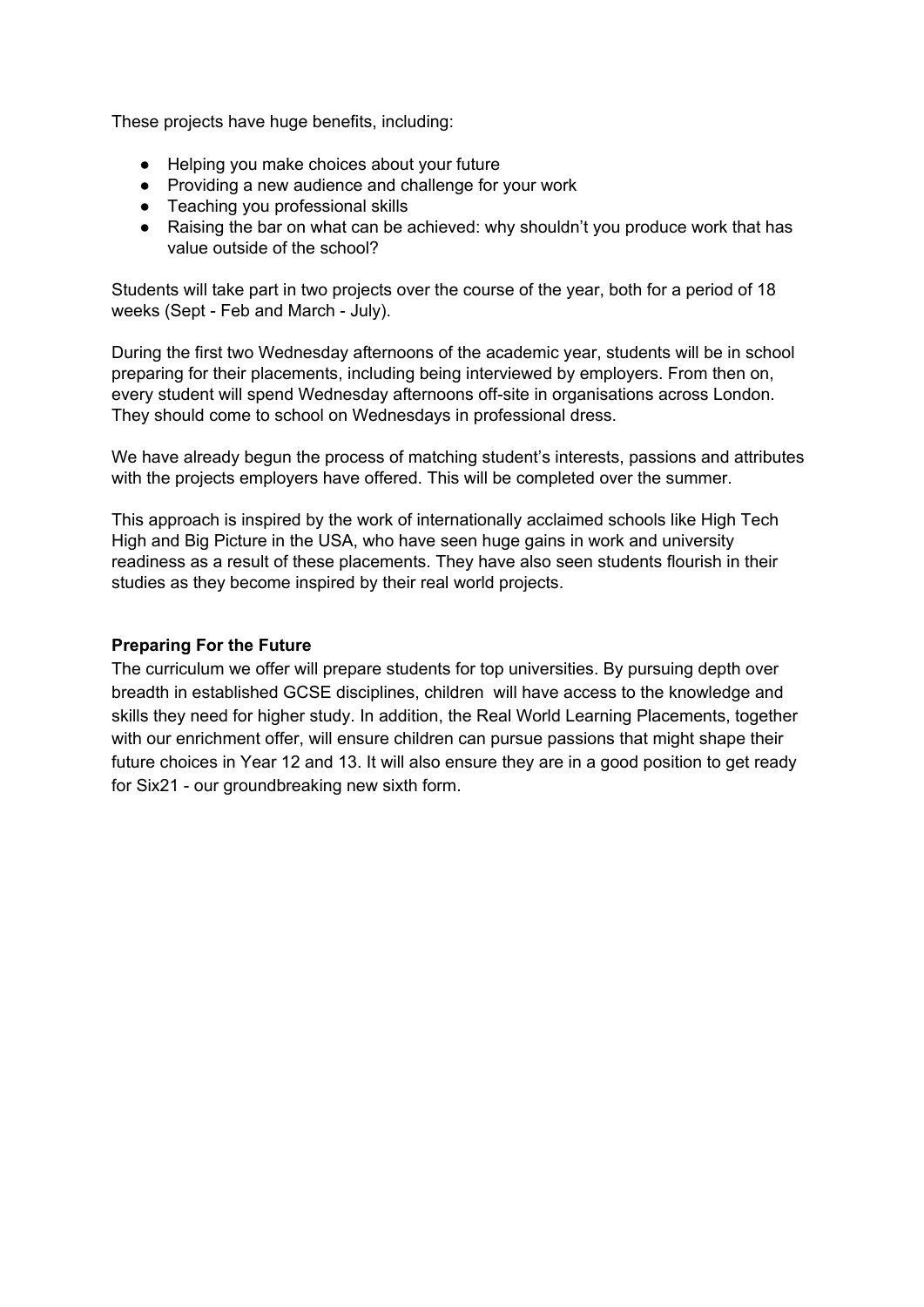These projects have huge benefits, including:

- Helping you make choices about your future
- Providing a new audience and challenge for your work
- Teaching you professional skills
- Raising the bar on what can be achieved: why shouldn't you produce work that has value outside of the school?

Students will take part in two projects over the course of the year, both for a period of 18 weeks (Sept - Feb and March - July).

During the first two Wednesday afternoons of the academic year, students will be in school preparing for their placements, including being interviewed by employers. From then on, every student will spend Wednesday afternoons off-site in organisations across London. They should come to school on Wednesdays in professional dress.

We have already begun the process of matching student's interests, passions and attributes with the projects employers have offered. This will be completed over the summer.

This approach is inspired by the work of internationally acclaimed schools like High Tech High and Big Picture in the USA, who have seen huge gains in work and university readiness as a result of these placements. They have also seen students flourish in their studies as they become inspired by their real world projects.

**Preparing For the Future**

The curriculum we offer will prepare students for top universities. By pursuing depth over breadth in established GCSE disciplines, children will have access to the knowledge and skills they need for higher study. In addition, the Real World Learning Placements, together with our enrichment offer, will ensure children can pursue passions that might shape their future choices in Year 12 and 13. It will also ensure they are in a good position to get ready for Six21 - our groundbreaking new sixth form.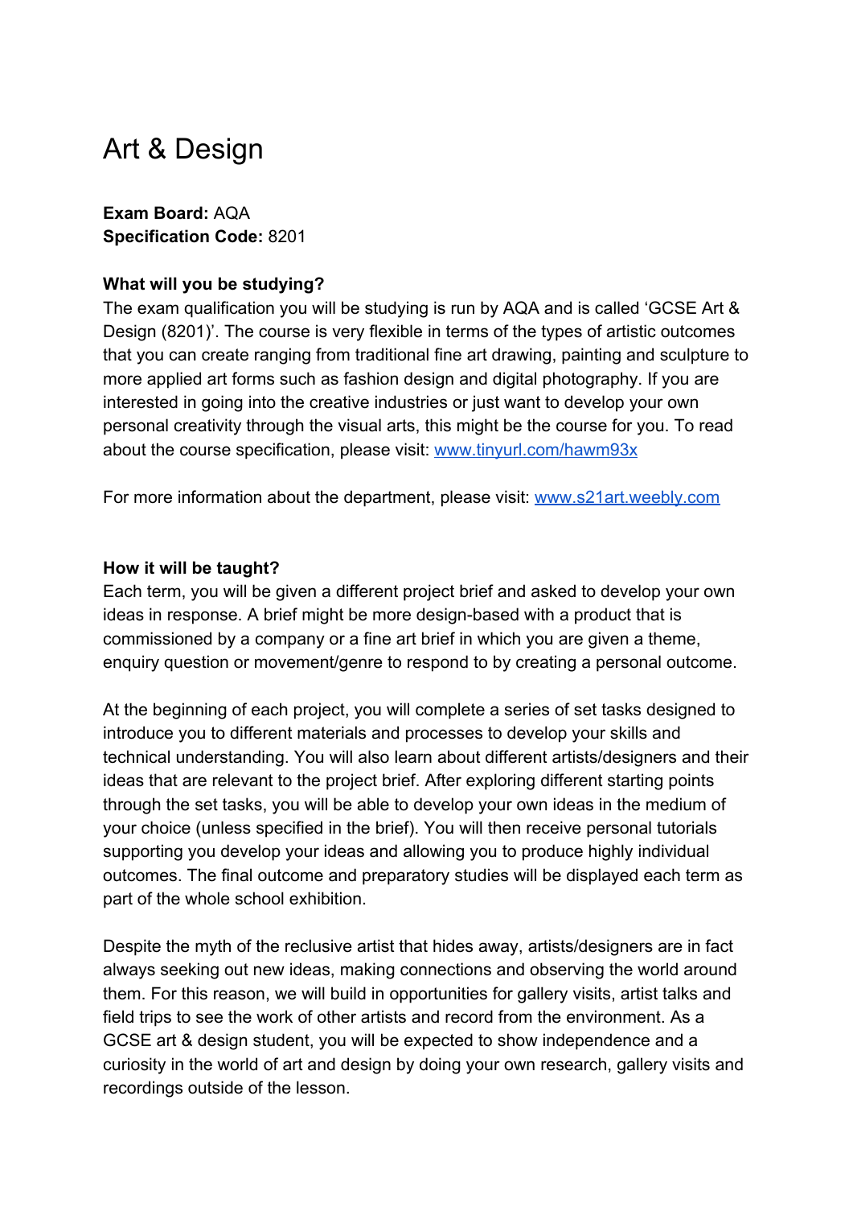# Art & Design

**Exam Board:** AQA
**Specification Code:** 8201

**What will you be studying?**

The exam qualification you will be studying is run by AQA and is called 'GCSE Art & Design (8201)'. The course is very flexible in terms of the types of artistic outcomes that you can create ranging from traditional fine art drawing, painting and sculpture to more applied art forms such as fashion design and digital photography. If you are interested in going into the creative industries or just want to develop your own personal creativity through the visual arts, this might be the course for you. To read about the course specification, please visit: [www.tinyurl.com/hawm93x](http://www.tinyurl.com/hawm93x)

For more information about the department, please visit: [www.s21art.weebly.com](http://www.s21art.weebly.com)

**How it will be taught?**

Each term, you will be given a different project brief and asked to develop your own ideas in response. A brief might be more design-based with a product that is commissioned by a company or a fine art brief in which you are given a theme, enquiry question or movement/genre to respond to by creating a personal outcome.

At the beginning of each project, you will complete a series of set tasks designed to introduce you to different materials and processes to develop your skills and technical understanding. You will also learn about different artists/designers and their ideas that are relevant to the project brief. After exploring different starting points through the set tasks, you will be able to develop your own ideas in the medium of your choice (unless specified in the brief). You will then receive personal tutorials supporting you develop your ideas and allowing you to produce highly individual outcomes. The final outcome and preparatory studies will be displayed each term as part of the whole school exhibition.

Despite the myth of the reclusive artist that hides away, artists/designers are in fact always seeking out new ideas, making connections and observing the world around them. For this reason, we will build in opportunities for gallery visits, artist talks and field trips to see the work of other artists and record from the environment. As a GCSE art & design student, you will be expected to show independence and a curiosity in the world of art and design by doing your own research, gallery visits and recordings outside of the lesson.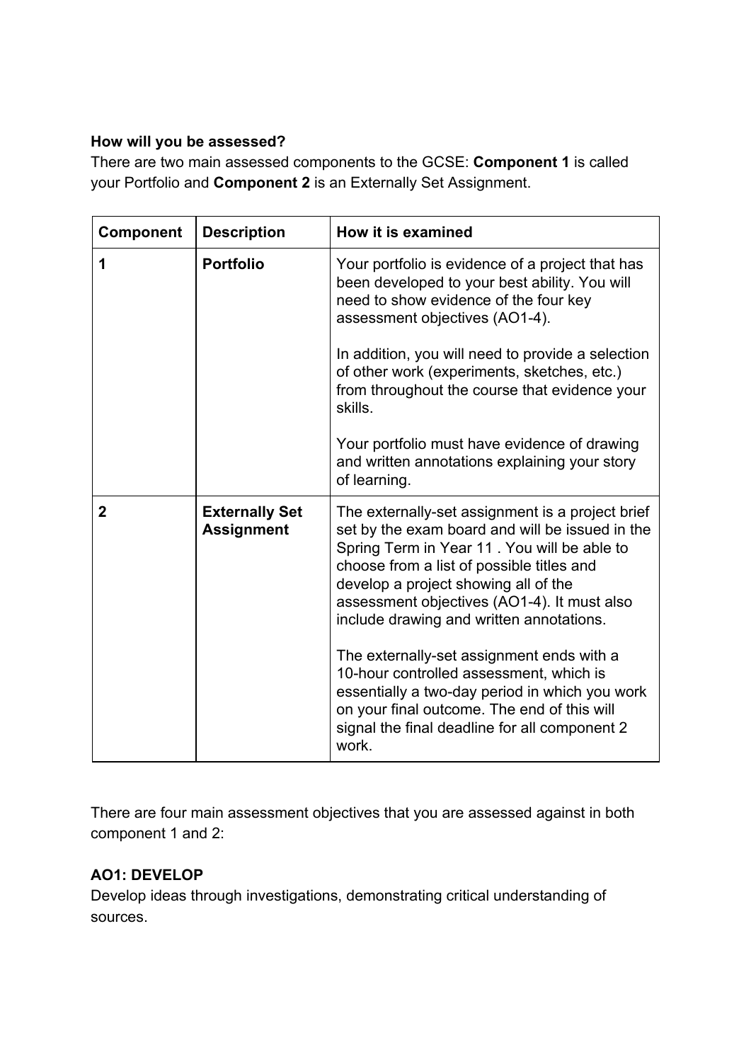**How will you be assessed?**

There are two main assessed components to the GCSE: **Component 1** is called your Portfolio and **Component 2** is an Externally Set Assignment.

| Component | Description | How it is examined |
|---|---|---|
| **1** | **Portfolio** | Your portfolio is evidence of a project that has been developed to your best ability. You will need to show evidence of the four key assessment objectives (AO1-4).<br><br>In addition, you will need to provide a selection of other work (experiments, sketches, etc.) from throughout the course that evidence your skills.<br><br>Your portfolio must have evidence of drawing and written annotations explaining your story of learning. |
| **2** | **Externally Set Assignment** | The externally-set assignment is a project brief set by the exam board and will be issued in the Spring Term in Year 11 . You will be able to choose from a list of possible titles and develop a project showing all of the assessment objectives (AO1-4). It must also include drawing and written annotations.<br><br>The externally-set assignment ends with a 10-hour controlled assessment, which is essentially a two-day period in which you work on your final outcome. The end of this will signal the final deadline for all component 2 work. |

There are four main assessment objectives that you are assessed against in both component 1 and 2:

**AO1: DEVELOP**

Develop ideas through investigations, demonstrating critical understanding of sources.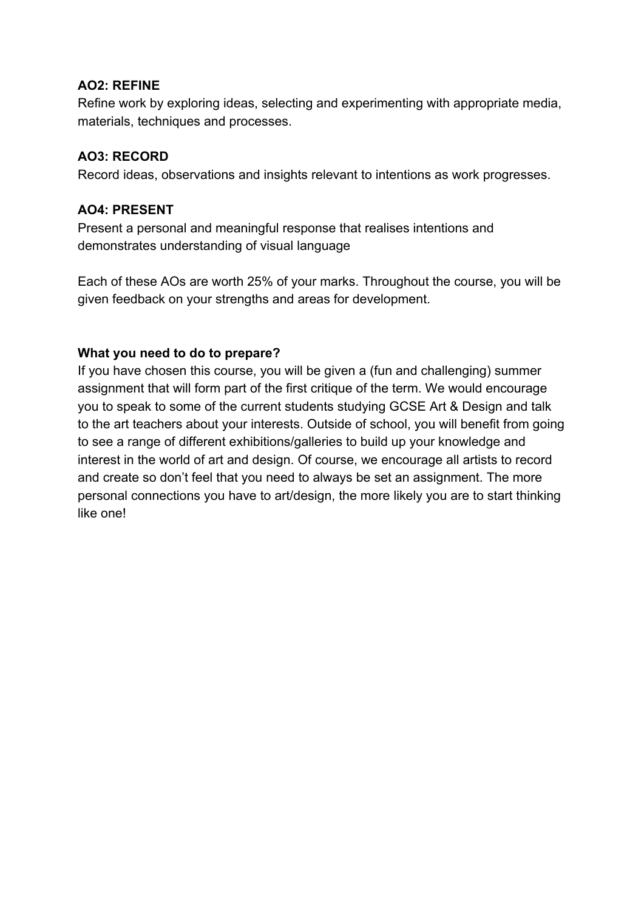**AO2: REFINE**
Refine work by exploring ideas, selecting and experimenting with appropriate media, materials, techniques and processes.

**AO3: RECORD**
Record ideas, observations and insights relevant to intentions as work progresses.

**AO4: PRESENT**
Present a personal and meaningful response that realises intentions and demonstrates understanding of visual language

Each of these AOs are worth 25% of your marks. Throughout the course, you will be given feedback on your strengths and areas for development.

**What you need to do to prepare?**
If you have chosen this course, you will be given a (fun and challenging) summer assignment that will form part of the first critique of the term. We would encourage you to speak to some of the current students studying GCSE Art & Design and talk to the art teachers about your interests. Outside of school, you will benefit from going to see a range of different exhibitions/galleries to build up your knowledge and interest in the world of art and design. Of course, we encourage all artists to record and create so don't feel that you need to always be set an assignment. The more personal connections you have to art/design, the more likely you are to start thinking like one!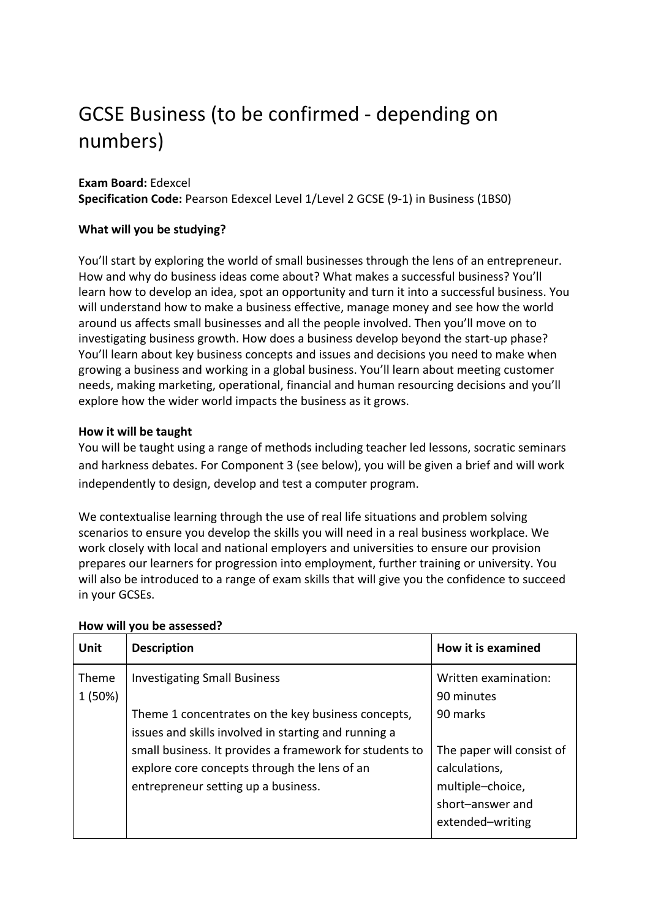# GCSE Business (to be confirmed - depending on numbers)

**Exam Board:** Edexcel
**Specification Code:** Pearson Edexcel Level 1/Level 2 GCSE (9-1) in Business (1BS0)

**What will you be studying?**

You'll start by exploring the world of small businesses through the lens of an entrepreneur. How and why do business ideas come about? What makes a successful business? You'll learn how to develop an idea, spot an opportunity and turn it into a successful business. You will understand how to make a business effective, manage money and see how the world around us affects small businesses and all the people involved. Then you'll move on to investigating business growth. How does a business develop beyond the start-up phase? You'll learn about key business concepts and issues and decisions you need to make when growing a business and working in a global business. You'll learn about meeting customer needs, making marketing, operational, financial and human resourcing decisions and you'll explore how the wider world impacts the business as it grows.

**How it will be taught**

You will be taught using a range of methods including teacher led lessons, socratic seminars and harkness debates. For Component 3 (see below), you will be given a brief and will work independently to design, develop and test a computer program.

We contextualise learning through the use of real life situations and problem solving scenarios to ensure you develop the skills you will need in a real business workplace. We work closely with local and national employers and universities to ensure our provision prepares our learners for progression into employment, further training or university. You will also be introduced to a range of exam skills that will give you the confidence to succeed in your GCSEs.

**How will you be assessed?**

| Unit | Description | How it is examined |
|---|---|---|
| Theme 1 (50%) | Investigating Small Business<br><br>Theme 1 concentrates on the key business concepts, issues and skills involved in starting and running a small business. It provides a framework for students to explore core concepts through the lens of an entrepreneur setting up a business. | Written examination: 90 minutes<br>90 marks<br><br>The paper will consist of calculations, multiple–choice, short–answer and extended–writing |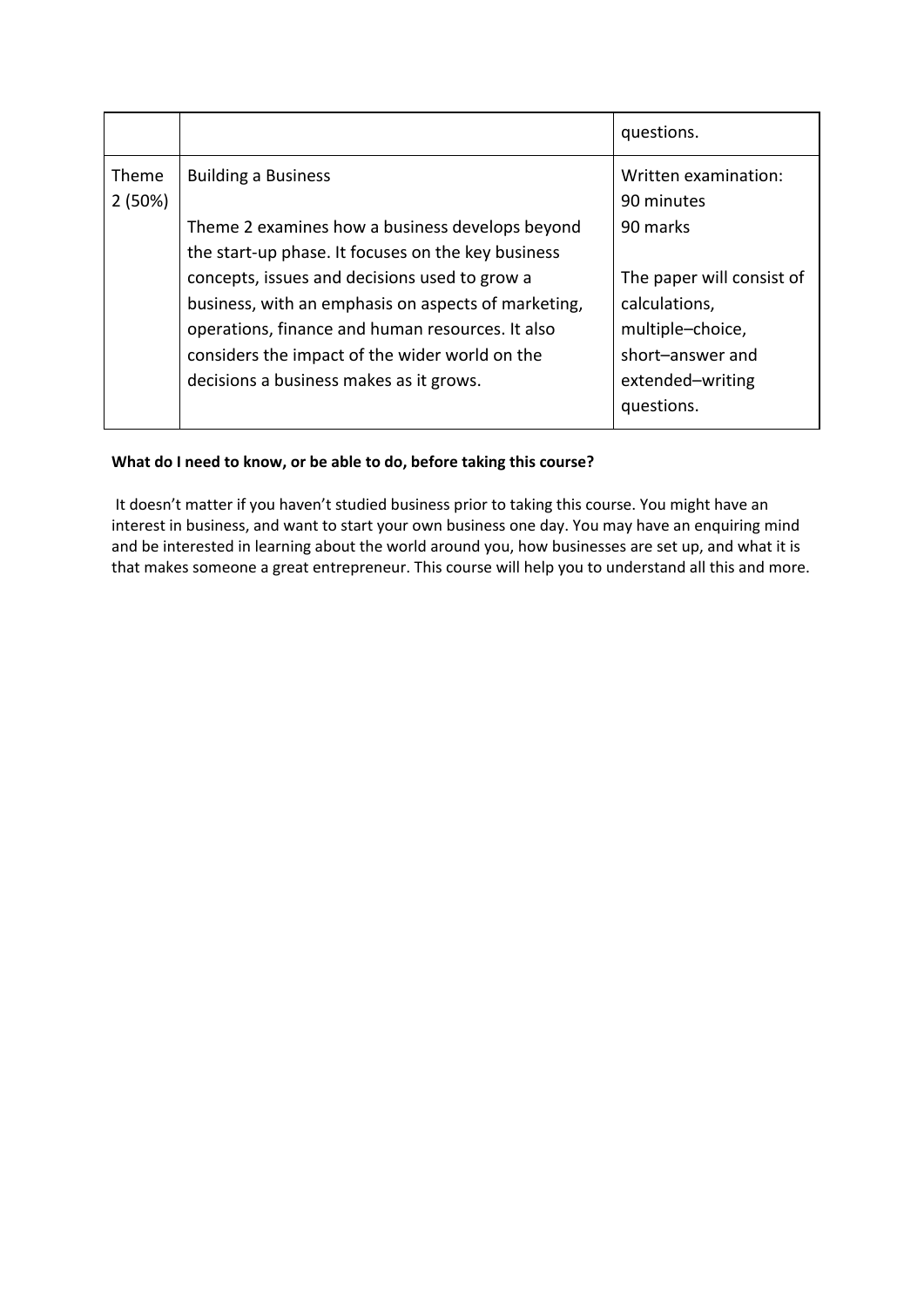| | | |
|---|---|---|
| | | questions. |
| Theme 2 (50%) | Building a Business<br><br>Theme 2 examines how a business develops beyond the start-up phase. It focuses on the key business concepts, issues and decisions used to grow a business, with an emphasis on aspects of marketing, operations, finance and human resources. It also considers the impact of the wider world on the decisions a business makes as it grows. | Written examination: 90 minutes<br>90 marks<br><br>The paper will consist of calculations, multiple–choice, short–answer and extended–writing questions. |

**What do I need to know, or be able to do, before taking this course?**

It doesn't matter if you haven't studied business prior to taking this course. You might have an interest in business, and want to start your own business one day. You may have an enquiring mind and be interested in learning about the world around you, how businesses are set up, and what it is that makes someone a great entrepreneur. This course will help you to understand all this and more.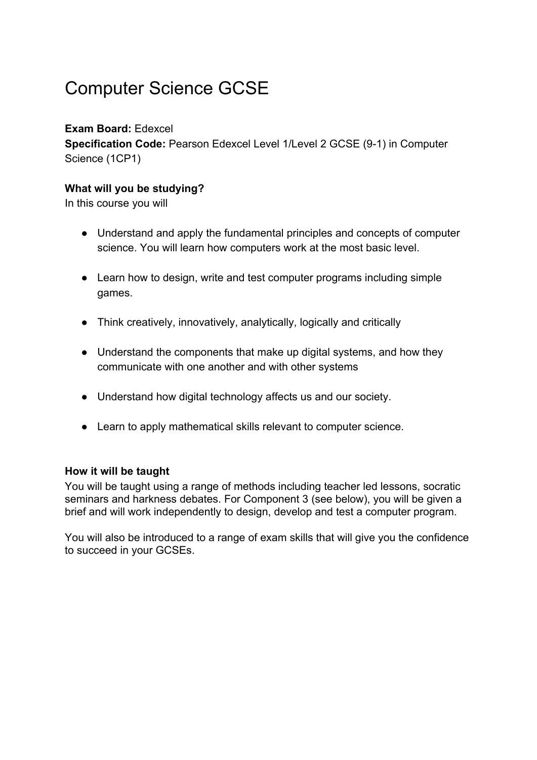# Computer Science GCSE

**Exam Board:** Edexcel
**Specification Code:** Pearson Edexcel Level 1/Level 2 GCSE (9-1) in Computer Science (1CP1)

**What will you be studying?**
In this course you will

- Understand and apply the fundamental principles and concepts of computer science. You will learn how computers work at the most basic level.
- Learn how to design, write and test computer programs including simple games.
- Think creatively, innovatively, analytically, logically and critically
- Understand the components that make up digital systems, and how they communicate with one another and with other systems
- Understand how digital technology affects us and our society.
- Learn to apply mathematical skills relevant to computer science.

**How it will be taught**
You will be taught using a range of methods including teacher led lessons, socratic seminars and harkness debates. For Component 3 (see below), you will be given a brief and will work independently to design, develop and test a computer program.

You will also be introduced to a range of exam skills that will give you the confidence to succeed in your GCSEs.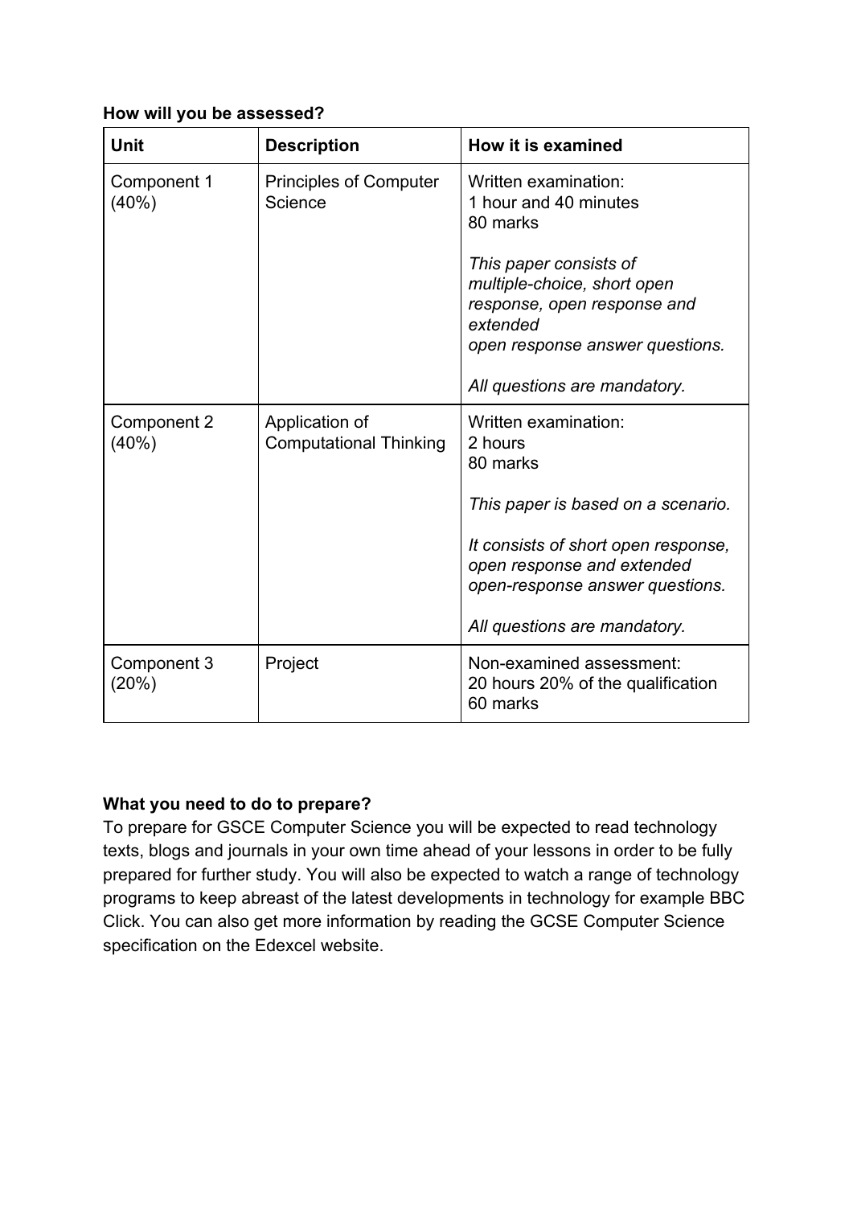**How will you be assessed?**

| Unit | Description | How it is examined |
| --- | --- | --- |
| Component 1 (40%) | Principles of Computer Science | Written examination:<br>1 hour and 40 minutes<br>80 marks<br><br>*This paper consists of multiple-choice, short open response, open response and extended open response answer questions.*<br><br>*All questions are mandatory.* |
| Component 2 (40%) | Application of Computational Thinking | Written examination:<br>2 hours<br>80 marks<br><br>*This paper is based on a scenario.*<br><br>*It consists of short open response, open response and extended open-response answer questions.*<br><br>*All questions are mandatory.* |
| Component 3 (20%) | Project | Non-examined assessment:<br>20 hours 20% of the qualification<br>60 marks |

**What you need to do to prepare?**

To prepare for GSCE Computer Science you will be expected to read technology texts, blogs and journals in your own time ahead of your lessons in order to be fully prepared for further study. You will also be expected to watch a range of technology programs to keep abreast of the latest developments in technology for example BBC Click. You can also get more information by reading the GCSE Computer Science specification on the Edexcel website.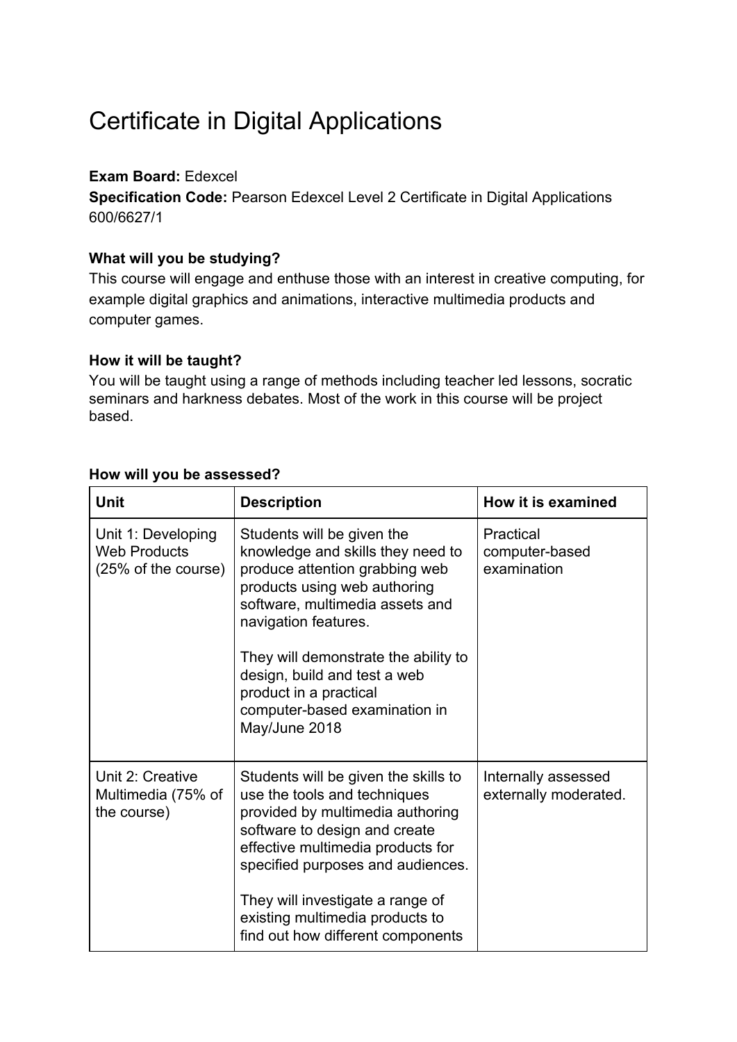# Certificate in Digital Applications

**Exam Board:** Edexcel
**Specification Code:** Pearson Edexcel Level 2 Certificate in Digital Applications 600/6627/1

**What will you be studying?**
This course will engage and enthuse those with an interest in creative computing, for example digital graphics and animations, interactive multimedia products and computer games.

**How it will be taught?**
You will be taught using a range of methods including teacher led lessons, socratic seminars and harkness debates. Most of the work in this course will be project based.

**How will you be assessed?**

| Unit | Description | How it is examined |
|---|---|---|
| Unit 1: Developing Web Products (25% of the course) | Students will be given the knowledge and skills they need to produce attention grabbing web products using web authoring software, multimedia assets and navigation features.<br><br>They will demonstrate the ability to design, build and test a web product in a practical computer-based examination in May/June 2018 | Practical computer-based examination |
| Unit 2: Creative Multimedia (75% of the course) | Students will be given the skills to use the tools and techniques provided by multimedia authoring software to design and create effective multimedia products for specified purposes and audiences.<br><br>They will investigate a range of existing multimedia products to find out how different components | Internally assessed externally moderated. |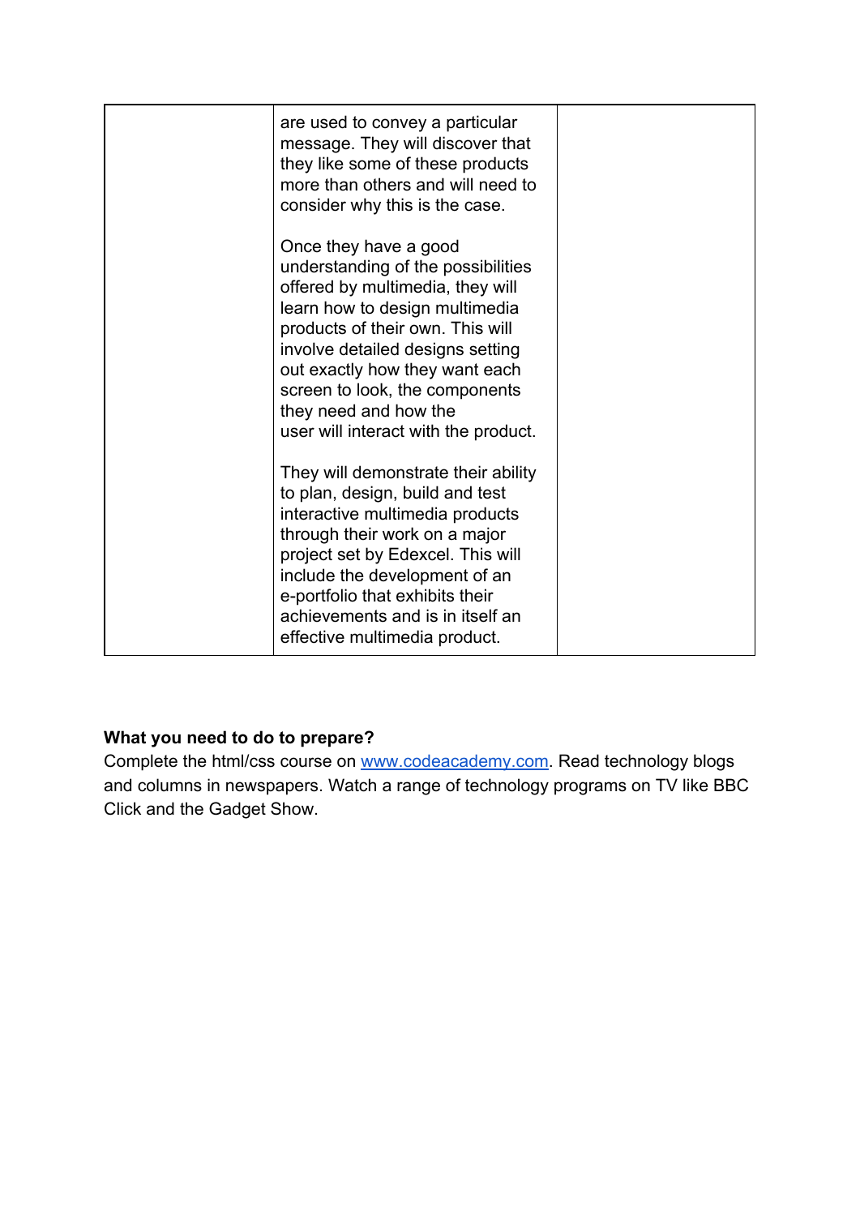|  | are used to convey a particular message. They will discover that they like some of these products more than others and will need to consider why this is the case.<br><br>Once they have a good understanding of the possibilities offered by multimedia, they will learn how to design multimedia products of their own. This will involve detailed designs setting out exactly how they want each screen to look, the components they need and how the user will interact with the product.<br><br>They will demonstrate their ability to plan, design, build and test interactive multimedia products through their work on a major project set by Edexcel. This will include the development of an e-portfolio that exhibits their achievements and is in itself an effective multimedia product. |  |
|---|---|---|

**What you need to do to prepare?**

Complete the html/css course on [www.codeacademy.com](www.codeacademy.com). Read technology blogs and columns in newspapers. Watch a range of technology programs on TV like BBC Click and the Gadget Show.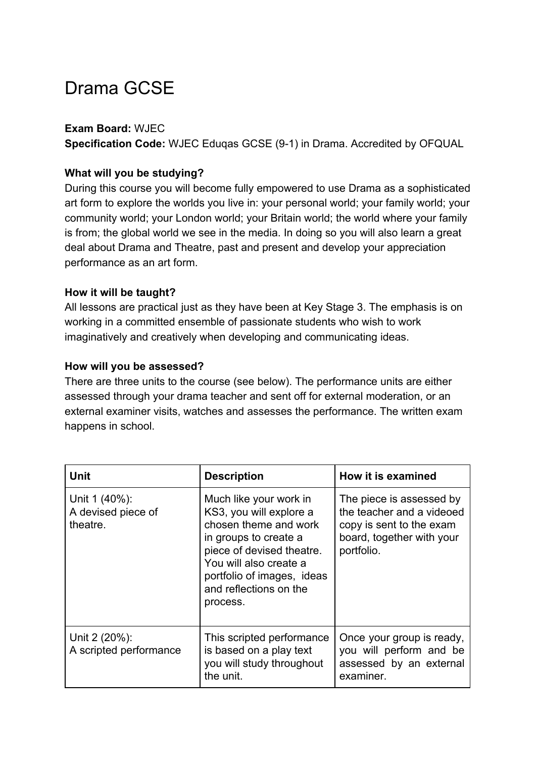# Drama GCSE

**Exam Board:** WJEC
**Specification Code:** WJEC Eduqas GCSE (9-1) in Drama. Accredited by OFQUAL

**What will you be studying?**
During this course you will become fully empowered to use Drama as a sophisticated art form to explore the worlds you live in: your personal world; your family world; your community world; your London world; your Britain world; the world where your family is from; the global world we see in the media. In doing so you will also learn a great deal about Drama and Theatre, past and present and develop your appreciation performance as an art form.

**How it will be taught?**
All lessons are practical just as they have been at Key Stage 3. The emphasis is on working in a committed ensemble of passionate students who wish to work imaginatively and creatively when developing and communicating ideas.

**How will you be assessed?**
There are three units to the course (see below). The performance units are either assessed through your drama teacher and sent off for external moderation, or an external examiner visits, watches and assesses the performance. The written exam happens in school.

| Unit | Description | How it is examined |
|---|---|---|
| Unit 1 (40%): A devised piece of theatre. | Much like your work in KS3, you will explore a chosen theme and work in groups to create a piece of devised theatre. You will also create a portfolio of images, ideas and reflections on the process. | The piece is assessed by the teacher and a videoed copy is sent to the exam board, together with your portfolio. |
| Unit 2 (20%): A scripted performance | This scripted performance is based on a play text you will study throughout the unit. | Once your group is ready, you will perform and be assessed by an external examiner. |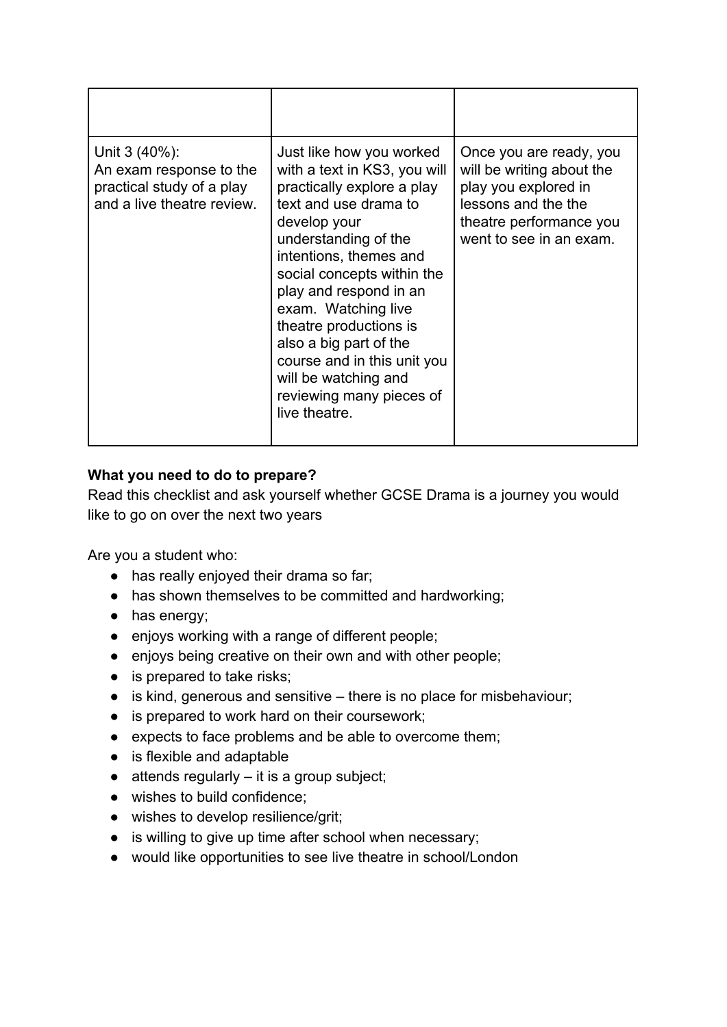| | | |
|---|---|---|
| Unit 3 (40%): An exam response to the practical study of a play and a live theatre review. | Just like how you worked with a text in KS3, you will practically explore a play text and use drama to develop your understanding of the intentions, themes and social concepts within the play and respond in an exam. Watching live theatre productions is also a big part of the course and in this unit you will be watching and reviewing many pieces of live theatre. | Once you are ready, you will be writing about the play you explored in lessons and the the theatre performance you went to see in an exam. |

**What you need to do to prepare?**

Read this checklist and ask yourself whether GCSE Drama is a journey you would like to go on over the next two years

Are you a student who:

- has really enjoyed their drama so far;
- has shown themselves to be committed and hardworking;
- has energy;
- enjoys working with a range of different people;
- enjoys being creative on their own and with other people;
- is prepared to take risks;
- is kind, generous and sensitive – there is no place for misbehaviour;
- is prepared to work hard on their coursework;
- expects to face problems and be able to overcome them;
- is flexible and adaptable
- attends regularly – it is a group subject;
- wishes to build confidence;
- wishes to develop resilience/grit;
- is willing to give up time after school when necessary;
- would like opportunities to see live theatre in school/London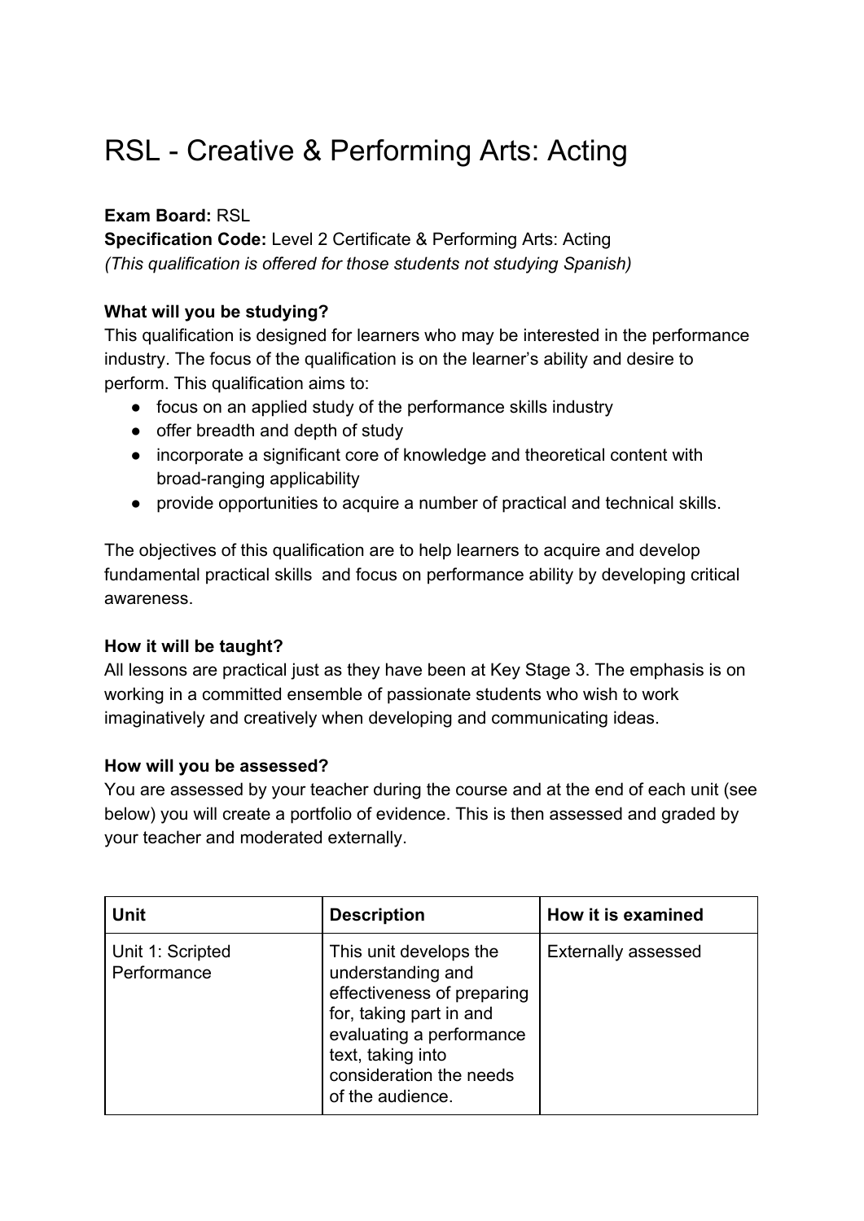# RSL - Creative & Performing Arts: Acting

**Exam Board:** RSL
**Specification Code:** Level 2 Certificate & Performing Arts: Acting
*(This qualification is offered for those students not studying Spanish)*

**What will you be studying?**
This qualification is designed for learners who may be interested in the performance industry. The focus of the qualification is on the learner's ability and desire to perform. This qualification aims to:

- focus on an applied study of the performance skills industry
- offer breadth and depth of study
- incorporate a significant core of knowledge and theoretical content with broad-ranging applicability
- provide opportunities to acquire a number of practical and technical skills.

The objectives of this qualification are to help learners to acquire and develop fundamental practical skills and focus on performance ability by developing critical awareness.

**How it will be taught?**
All lessons are practical just as they have been at Key Stage 3. The emphasis is on working in a committed ensemble of passionate students who wish to work imaginatively and creatively when developing and communicating ideas.

**How will you be assessed?**
You are assessed by your teacher during the course and at the end of each unit (see below) you will create a portfolio of evidence. This is then assessed and graded by your teacher and moderated externally.

| Unit | Description | How it is examined |
|---|---|---|
| Unit 1: Scripted Performance | This unit develops the understanding and effectiveness of preparing for, taking part in and evaluating a performance text, taking into consideration the needs of the audience. | Externally assessed |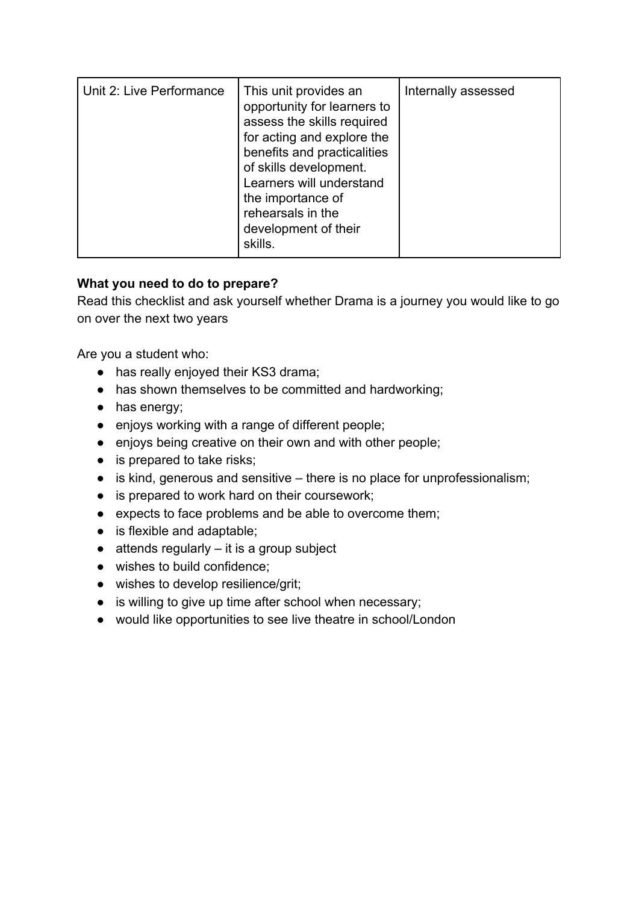| Unit 2: Live Performance | This unit provides an opportunity for learners to assess the skills required for acting and explore the benefits and practicalities of skills development. Learners will understand the importance of rehearsals in the development of their skills. | Internally assessed |
|---|---|---|

**What you need to do to prepare?**

Read this checklist and ask yourself whether Drama is a journey you would like to go on over the next two years

Are you a student who:

- has really enjoyed their KS3 drama;
- has shown themselves to be committed and hardworking;
- has energy;
- enjoys working with a range of different people;
- enjoys being creative on their own and with other people;
- is prepared to take risks;
- is kind, generous and sensitive – there is no place for unprofessionalism;
- is prepared to work hard on their coursework;
- expects to face problems and be able to overcome them;
- is flexible and adaptable;
- attends regularly – it is a group subject
- wishes to build confidence;
- wishes to develop resilience/grit;
- is willing to give up time after school when necessary;
- would like opportunities to see live theatre in school/London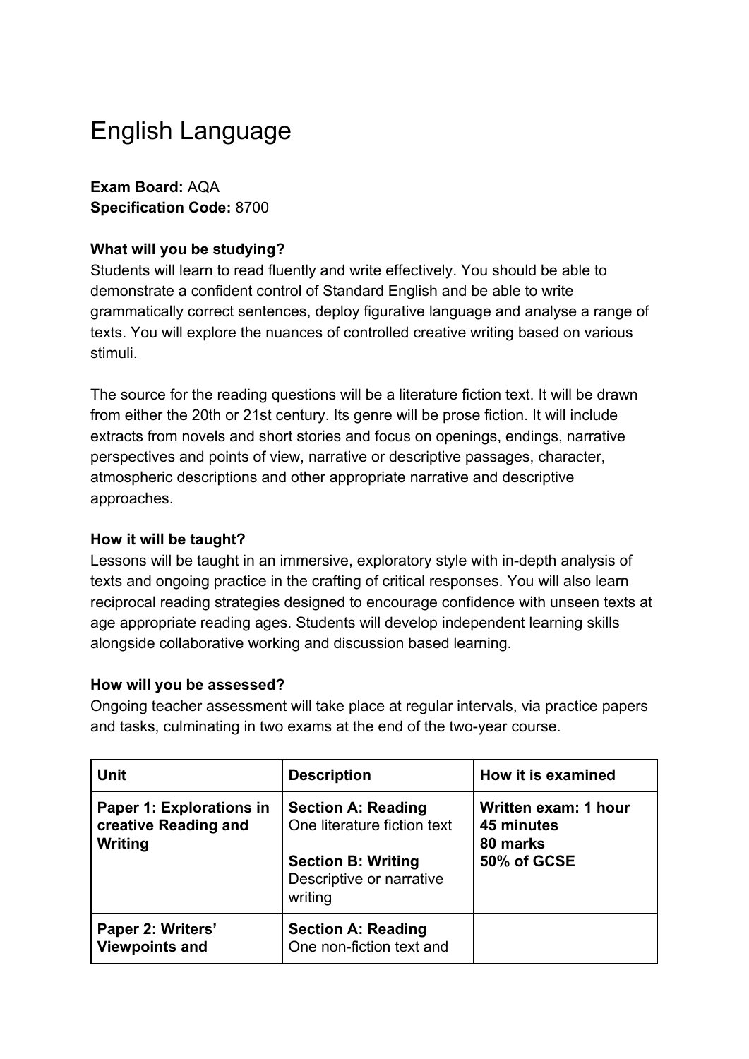# English Language

**Exam Board:** AQA
**Specification Code:** 8700

**What will you be studying?**
Students will learn to read fluently and write effectively. You should be able to demonstrate a confident control of Standard English and be able to write grammatically correct sentences, deploy figurative language and analyse a range of texts. You will explore the nuances of controlled creative writing based on various stimuli.

The source for the reading questions will be a literature fiction text. It will be drawn from either the 20th or 21st century. Its genre will be prose fiction. It will include extracts from novels and short stories and focus on openings, endings, narrative perspectives and points of view, narrative or descriptive passages, character, atmospheric descriptions and other appropriate narrative and descriptive approaches.

**How it will be taught?**
Lessons will be taught in an immersive, exploratory style with in-depth analysis of texts and ongoing practice in the crafting of critical responses. You will also learn reciprocal reading strategies designed to encourage confidence with unseen texts at age appropriate reading ages. Students will develop independent learning skills alongside collaborative working and discussion based learning.

**How will you be assessed?**
Ongoing teacher assessment will take place at regular intervals, via practice papers and tasks, culminating in two exams at the end of the two-year course.

| Unit | Description | How it is examined |
|---|---|---|
| **Paper 1: Explorations in creative Reading and Writing** | **Section A: Reading** One literature fiction text<br><br>**Section B: Writing** Descriptive or narrative writing | **Written exam: 1 hour 45 minutes<br>80 marks<br>50% of GCSE** |
| **Paper 2: Writers' Viewpoints and** | **Section A: Reading** One non-fiction text and | |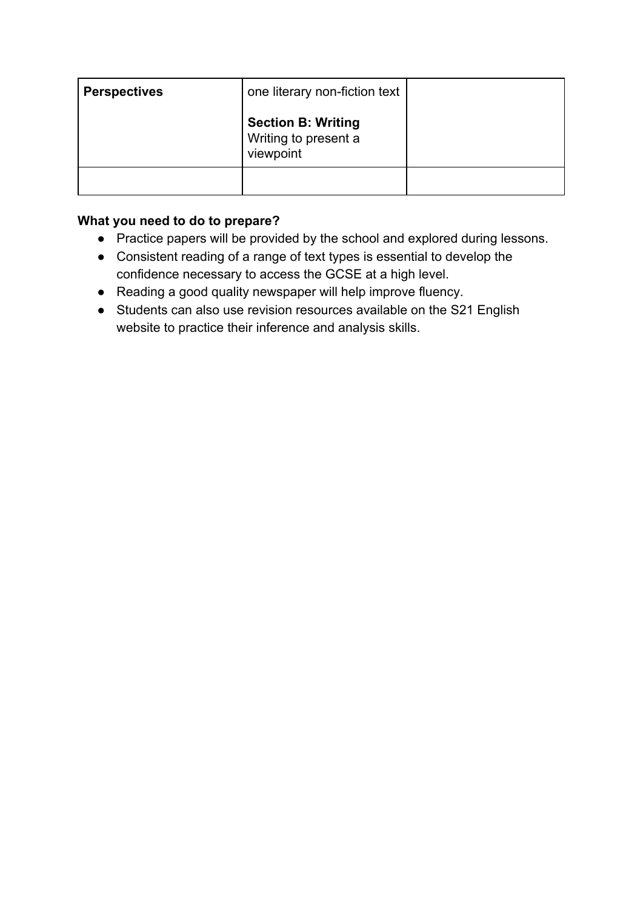| **Perspectives** | one literary non-fiction text<br><br>**Section B: Writing**<br>Writing to present a viewpoint | |
|---|---|---|
| | | |

**What you need to do to prepare?**

- Practice papers will be provided by the school and explored during lessons.
- Consistent reading of a range of text types is essential to develop the confidence necessary to access the GCSE at a high level.
- Reading a good quality newspaper will help improve fluency.
- Students can also use revision resources available on the S21 English website to practice their inference and analysis skills.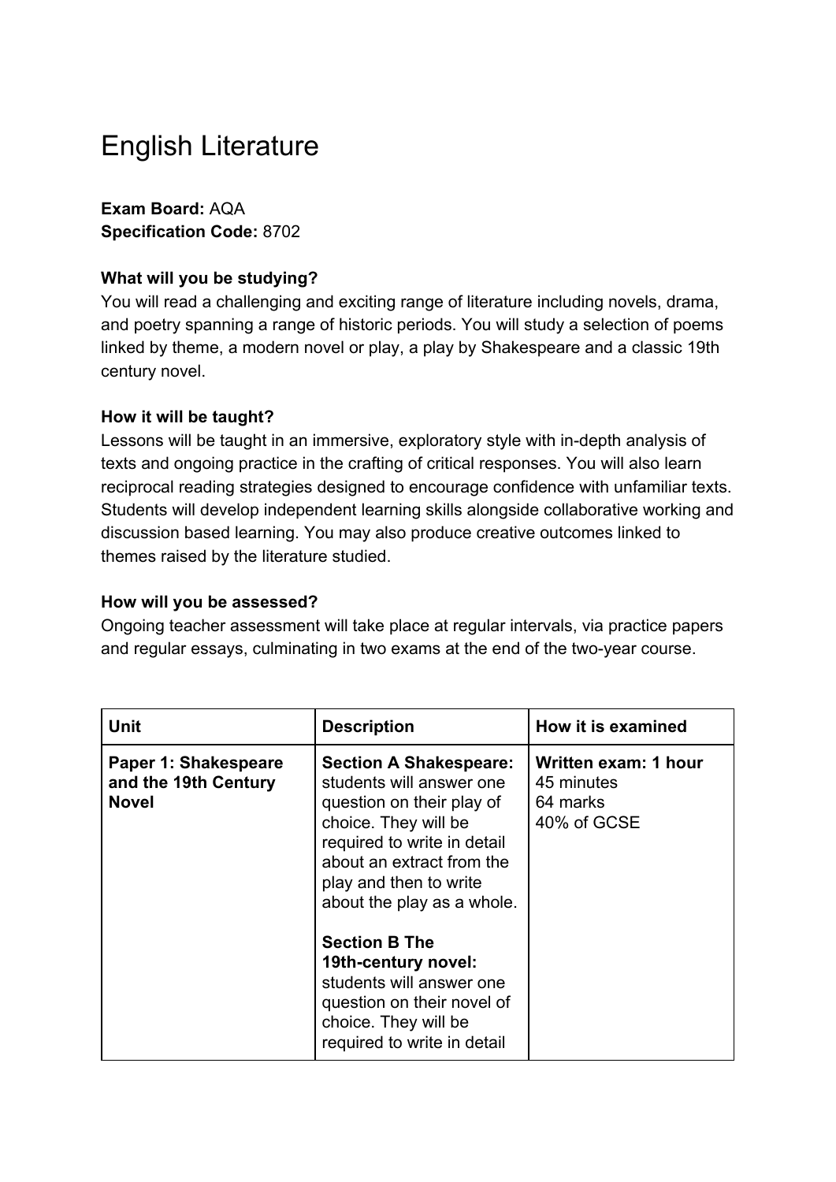# English Literature

**Exam Board:** AQA
**Specification Code:** 8702

**What will you be studying?**
You will read a challenging and exciting range of literature including novels, drama, and poetry spanning a range of historic periods. You will study a selection of poems linked by theme, a modern novel or play, a play by Shakespeare and a classic 19th century novel.

**How it will be taught?**
Lessons will be taught in an immersive, exploratory style with in-depth analysis of texts and ongoing practice in the crafting of critical responses. You will also learn reciprocal reading strategies designed to encourage confidence with unfamiliar texts. Students will develop independent learning skills alongside collaborative working and discussion based learning. You may also produce creative outcomes linked to themes raised by the literature studied.

**How will you be assessed?**
Ongoing teacher assessment will take place at regular intervals, via practice papers and regular essays, culminating in two exams at the end of the two-year course.

| Unit | Description | How it is examined |
| --- | --- | --- |
| **Paper 1: Shakespeare and the 19th Century Novel** | **Section A Shakespeare:** students will answer one question on their play of choice. They will be required to write in detail about an extract from the play and then to write about the play as a whole.<br><br>**Section B The 19th-century novel:** students will answer one question on their novel of choice. They will be required to write in detail | **Written exam: 1 hour** 45 minutes<br>64 marks<br>40% of GCSE |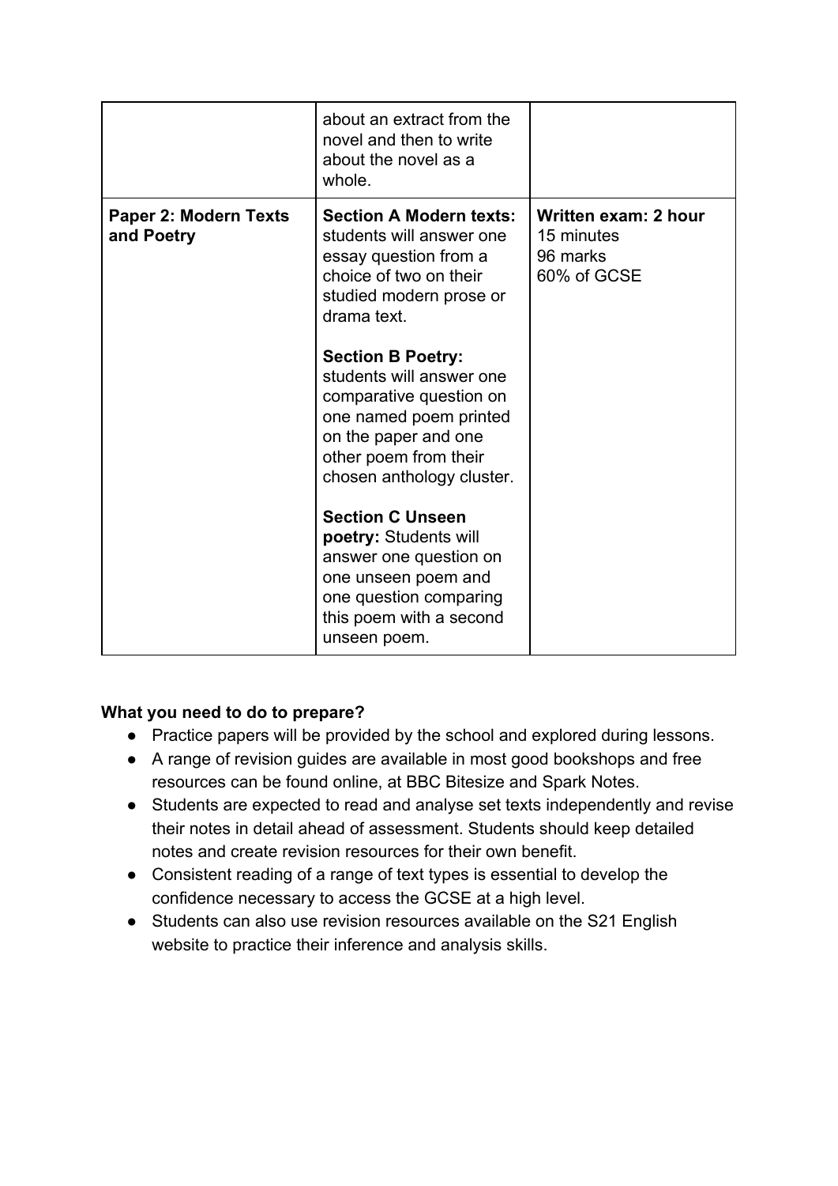| | | |
|---|---|---|
| | about an extract from the novel and then to write about the novel as a whole. | |
| **Paper 2: Modern Texts and Poetry** | **Section A Modern texts:** students will answer one essay question from a choice of two on their studied modern prose or drama text.<br><br>**Section B Poetry:** students will answer one comparative question on one named poem printed on the paper and one other poem from their chosen anthology cluster.<br><br>**Section C Unseen poetry:** Students will answer one question on one unseen poem and one question comparing this poem with a second unseen poem. | **Written exam: 2 hour** 15 minutes<br>96 marks<br>60% of GCSE |

**What you need to do to prepare?**

- Practice papers will be provided by the school and explored during lessons.
- A range of revision guides are available in most good bookshops and free resources can be found online, at BBC Bitesize and Spark Notes.
- Students are expected to read and analyse set texts independently and revise their notes in detail ahead of assessment. Students should keep detailed notes and create revision resources for their own benefit.
- Consistent reading of a range of text types is essential to develop the confidence necessary to access the GCSE at a high level.
- Students can also use revision resources available on the S21 English website to practice their inference and analysis skills.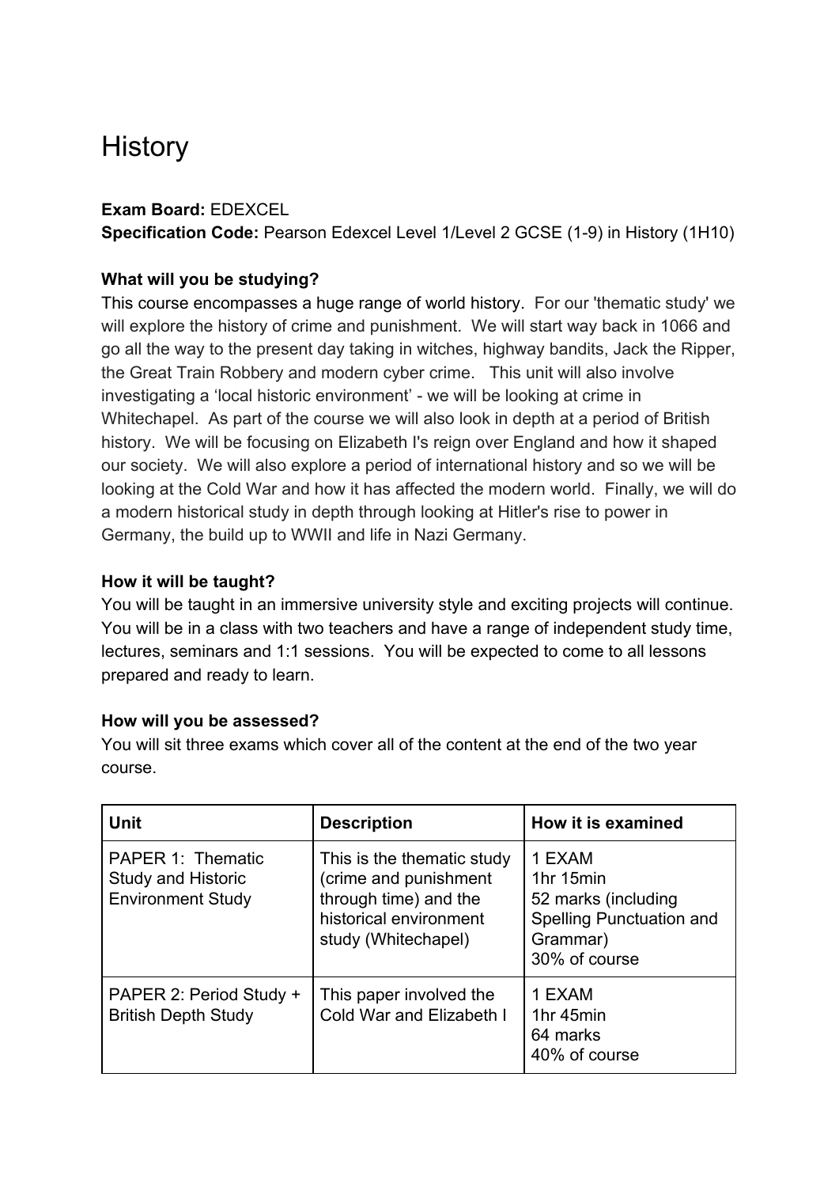# History

**Exam Board:** EDEXCEL
**Specification Code:** Pearson Edexcel Level 1/Level 2 GCSE (1-9) in History (1H10)

**What will you be studying?**

This course encompasses a huge range of world history. For our 'thematic study' we will explore the history of crime and punishment. We will start way back in 1066 and go all the way to the present day taking in witches, highway bandits, Jack the Ripper, the Great Train Robbery and modern cyber crime. This unit will also involve investigating a 'local historic environment' - we will be looking at crime in Whitechapel. As part of the course we will also look in depth at a period of British history. We will be focusing on Elizabeth I's reign over England and how it shaped our society. We will also explore a period of international history and so we will be looking at the Cold War and how it has affected the modern world. Finally, we will do a modern historical study in depth through looking at Hitler's rise to power in Germany, the build up to WWII and life in Nazi Germany.

**How it will be taught?**

You will be taught in an immersive university style and exciting projects will continue. You will be in a class with two teachers and have a range of independent study time, lectures, seminars and 1:1 sessions. You will be expected to come to all lessons prepared and ready to learn.

**How will you be assessed?**

You will sit three exams which cover all of the content at the end of the two year course.

| Unit | Description | How it is examined |
|---|---|---|
| PAPER 1: Thematic Study and Historic Environment Study | This is the thematic study (crime and punishment through time) and the historical environment study (Whitechapel) | 1 EXAM<br>1hr 15min<br>52 marks (including Spelling Punctuation and Grammar)<br>30% of course |
| PAPER 2: Period Study + British Depth Study | This paper involved the Cold War and Elizabeth I | 1 EXAM<br>1hr 45min<br>64 marks<br>40% of course |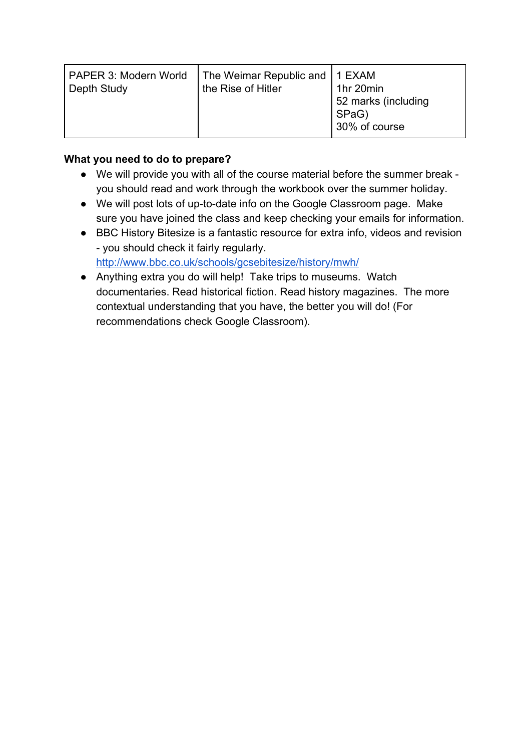| PAPER 3: Modern World Depth Study | The Weimar Republic and the Rise of Hitler | 1 EXAM<br>1hr 20min<br>52 marks (including SPaG)<br>30% of course |
|---|---|---|

**What you need to do to prepare?**

- We will provide you with all of the course material before the summer break - you should read and work through the workbook over the summer holiday.
- We will post lots of up-to-date info on the Google Classroom page. Make sure you have joined the class and keep checking your emails for information.
- BBC History Bitesize is a fantastic resource for extra info, videos and revision - you should check it fairly regularly. [http://www.bbc.co.uk/schools/gcsebitesize/history/mwh/](http://www.bbc.co.uk/schools/gcsebitesize/history/mwh/)
- Anything extra you do will help! Take trips to museums. Watch documentaries. Read historical fiction. Read history magazines. The more contextual understanding that you have, the better you will do! (For recommendations check Google Classroom).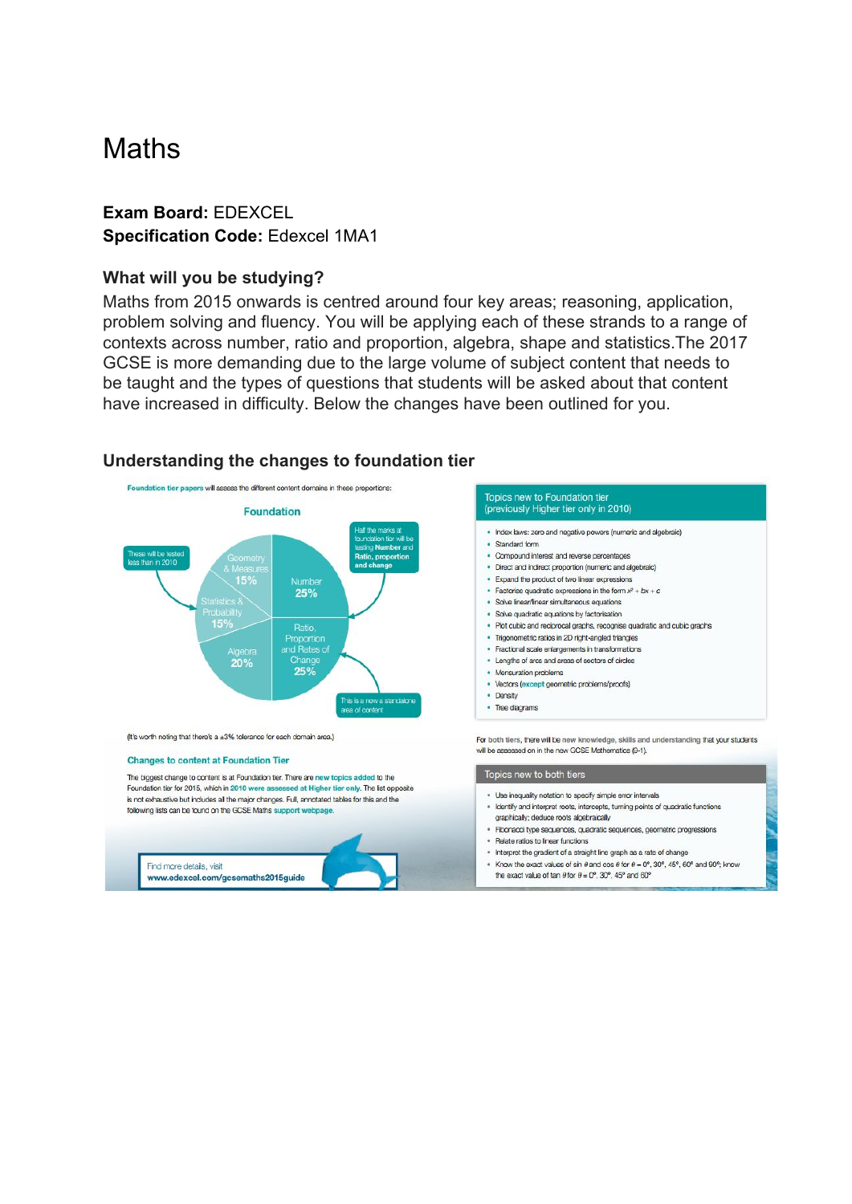# Maths

**Exam Board:** EDEXCEL
**Specification Code:** Edexcel 1MA1

### What will you be studying?

Maths from 2015 onwards is centred around four key areas; reasoning, application, problem solving and fluency. You will be applying each of these strands to a range of contexts across number, ratio and proportion, algebra, shape and statistics.The 2017 GCSE is more demanding due to the large volume of subject content that needs to be taught and the types of questions that students will be asked about that content have increased in difficulty. Below the changes have been outlined for you.

### Understanding the changes to foundation tier

**Foundation tier papers** will assess the different content domains in these proportions:

**Foundation**

- Number 25%
- Ratio, Proportion and Rates of Change 25%
- Algebra 20%
- Statistics & Probability 15%
- Geometry & Measures 15%

These will be tested less than in 2010

Half the marks at foundation tier will be testing **Number** and **Ratio, proportion and change**

This is a now a standalone area of content

(It's worth noting that there's a ±3% tolerance for each domain area.)

**Changes to content at Foundation Tier**

The biggest change to content is at Foundation tier. There are **new topics added** to the Foundation tier for 2015, which in **2010 were assessed at Higher tier only**. The list opposite is not exhaustive but includes all the major changes. Full, annotated tables for this and the following lists can be found on the GCSE Maths **support webpage**.

Find more details, visit
**www.edexcel.com/gcsemaths2015guide**

**Topics new to Foundation tier (previously Higher tier only in 2010)**

- Index laws: zero and negative powers (numeric and algebraic)
- Standard form
- Compound interest and reverse percentages
- Direct and indirect proportion (numeric and algebraic)
- Expand the product of two linear expressions
- Factorise quadratic expressions in the form $x^2 + bx + c$
- Solve linear/linear simultaneous equations
- Solve quadratic equations by factorisation
- Plot cubic and reciprocal graphs, recognise quadratic and cubic graphs
- Trigonometric ratios in 2D right-angled triangles
- Fractional scale enlargements in transformations
- Lengths of arcs and areas of sectors of circles
- Mensuration problems
- Vectors (**except** geometric problems/proofs)
- Density
- Tree diagrams

For **both tiers**, there will be **new knowledge, skills and understanding** that your students will be assessed on in the new GCSE Mathematics (9–1).

**Topics new to both tiers**

- Use inequality notation to specify simple error intervals
- Identify and interpret roots, intercepts, turning points of quadratic functions graphically; deduce roots algebraically
- Fibonacci type sequences, quadratic sequences, geometric progressions
- Relate ratios to linear functions
- Interpret the gradient of a straight line graph as a rate of change
- Know the exact values of sin $\theta$ and cos $\theta$ for $\theta = 0°, 30°, 45°, 60°$ and $90°$; know the exact value of tan $\theta$ for $\theta = 0°, 30°, 45°$ and $60°$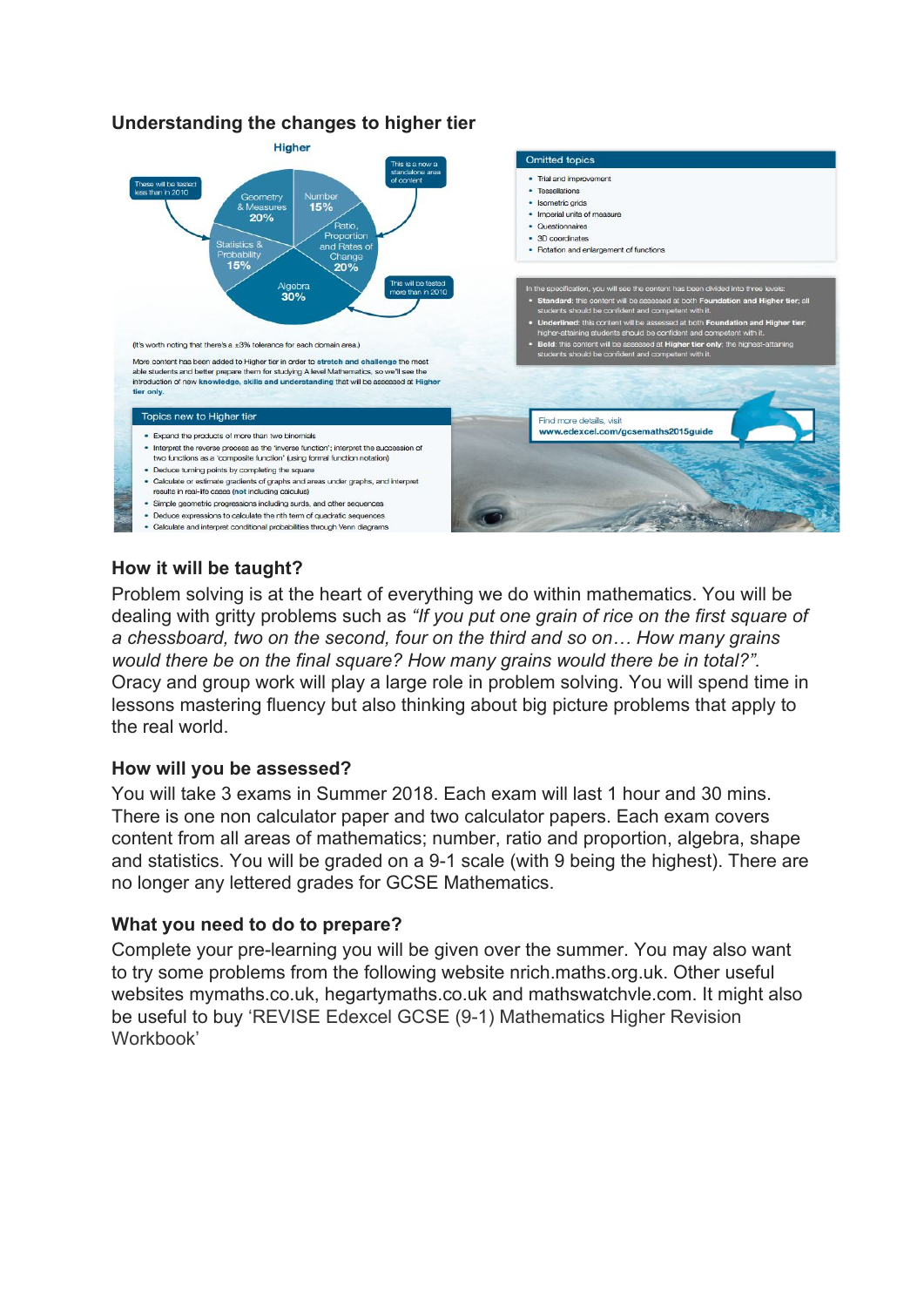## Understanding the changes to higher tier

**Higher**

These will be tested less than in 2010

This is a now a standalone area of content

- Geometry & Measures 20%
- Number 15%
- Ratio, Proportion and Rates of Change 20%
- Statistics & Probability 15%
- Algebra 30%

This will be tested more than in 2010

(It's worth noting that there's a ±3% tolerance for each domain area.)

More content has been added to Higher tier in order to **stretch and challenge** the most able students and better prepare them for studying A level Mathematics, so we'll see the introduction of new **knowledge, skills and understanding** that will be assessed at **Higher tier only**.

**Topics new to Higher tier**

- Expand the products of more than two binomials
- Interpret the reverse process as the 'inverse function'; interpret the succession of two functions as a 'composite function' (using formal function notation)
- Deduce turning points by completing the square
- Calculate or estimate gradients of graphs and areas under graphs, and interpret results in real-life cases (not including calculus)
- Simple geometric progressions including surds, and other sequences
- Deduce expressions to calculate the nth term of quadratic sequences
- Calculate and interpret conditional probabilities through Venn diagrams

**Omitted topics**

- Trial and improvement
- Tessellations
- Isometric grids
- Imperial units of measure
- Questionnaires
- 3D coordinates
- Rotation and enlargement of functions

In the specification, you will see the content has been divided into three levels:

- **Standard:** this content will be assessed at both **Foundation and Higher tier**; all students should be confident and competent with it.
- **Underlined:** this content will be assessed at both **Foundation and Higher tier**; higher-attaining students should be confident and competent with it.
- **Bold:** this content will be assessed at **Higher tier only**; the highest-attaining students should be confident and competent with it.

Find more details, visit **www.edexcel.com/gcsemaths2015guide**

### How it will be taught?

Problem solving is at the heart of everything we do within mathematics. You will be dealing with gritty problems such as *"If you put one grain of rice on the first square of a chessboard, two on the second, four on the third and so on… How many grains would there be on the final square? How many grains would there be in total?".* Oracy and group work will play a large role in problem solving. You will spend time in lessons mastering fluency but also thinking about big picture problems that apply to the real world.

### How will you be assessed?

You will take 3 exams in Summer 2018. Each exam will last 1 hour and 30 mins. There is one non calculator paper and two calculator papers. Each exam covers content from all areas of mathematics; number, ratio and proportion, algebra, shape and statistics. You will be graded on a 9-1 scale (with 9 being the highest). There are no longer any lettered grades for GCSE Mathematics.

### What you need to do to prepare?

Complete your pre-learning you will be given over the summer. You may also want to try some problems from the following website nrich.maths.org.uk. Other useful websites mymaths.co.uk, hegartymaths.co.uk and mathswatchvle.com. It might also be useful to buy 'REVISE Edexcel GCSE (9-1) Mathematics Higher Revision Workbook'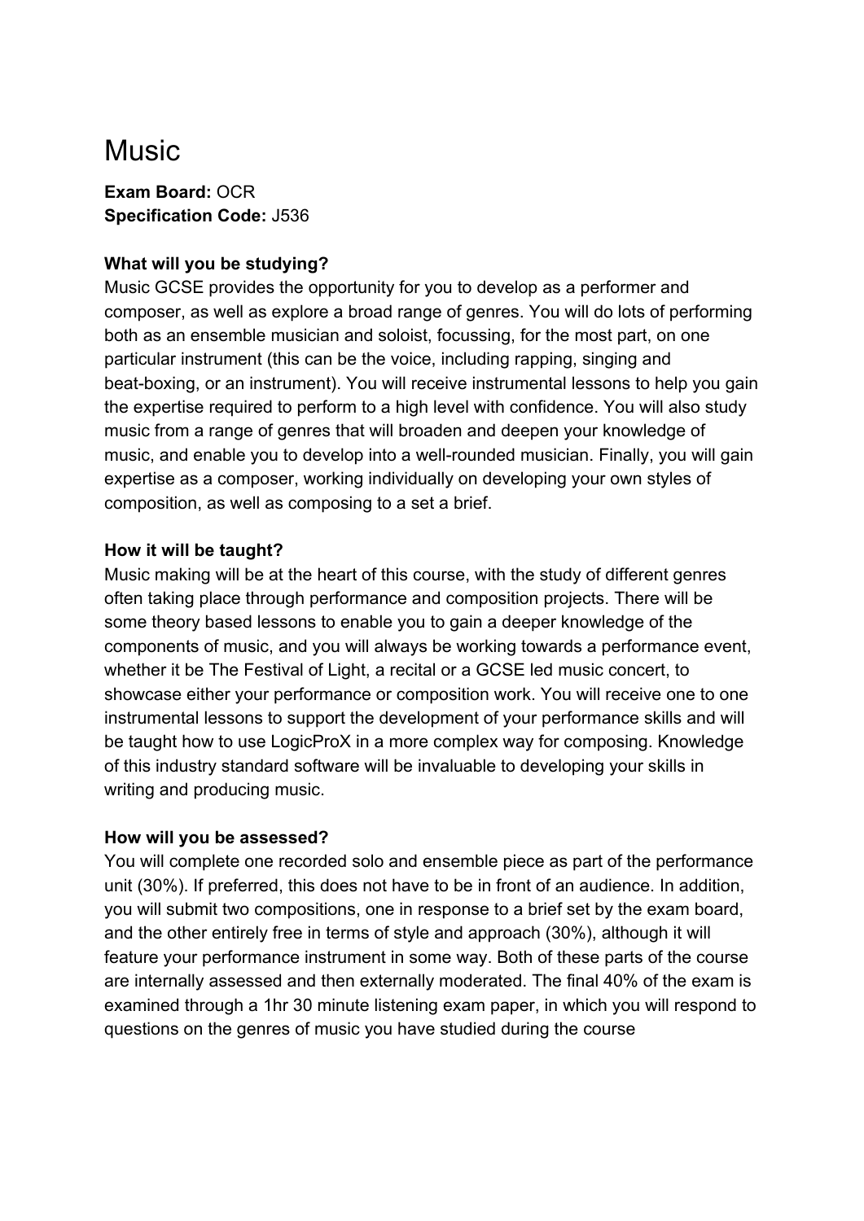# Music

**Exam Board:** OCR
**Specification Code:** J536

**What will you be studying?**
Music GCSE provides the opportunity for you to develop as a performer and composer, as well as explore a broad range of genres. You will do lots of performing both as an ensemble musician and soloist, focussing, for the most part, on one particular instrument (this can be the voice, including rapping, singing and beat-boxing, or an instrument). You will receive instrumental lessons to help you gain the expertise required to perform to a high level with confidence. You will also study music from a range of genres that will broaden and deepen your knowledge of music, and enable you to develop into a well-rounded musician. Finally, you will gain expertise as a composer, working individually on developing your own styles of composition, as well as composing to a set a brief.

**How it will be taught?**
Music making will be at the heart of this course, with the study of different genres often taking place through performance and composition projects. There will be some theory based lessons to enable you to gain a deeper knowledge of the components of music, and you will always be working towards a performance event, whether it be The Festival of Light, a recital or a GCSE led music concert, to showcase either your performance or composition work. You will receive one to one instrumental lessons to support the development of your performance skills and will be taught how to use LogicProX in a more complex way for composing. Knowledge of this industry standard software will be invaluable to developing your skills in writing and producing music.

**How will you be assessed?**
You will complete one recorded solo and ensemble piece as part of the performance unit (30%). If preferred, this does not have to be in front of an audience. In addition, you will submit two compositions, one in response to a brief set by the exam board, and the other entirely free in terms of style and approach (30%), although it will feature your performance instrument in some way. Both of these parts of the course are internally assessed and then externally moderated. The final 40% of the exam is examined through a 1hr 30 minute listening exam paper, in which you will respond to questions on the genres of music you have studied during the course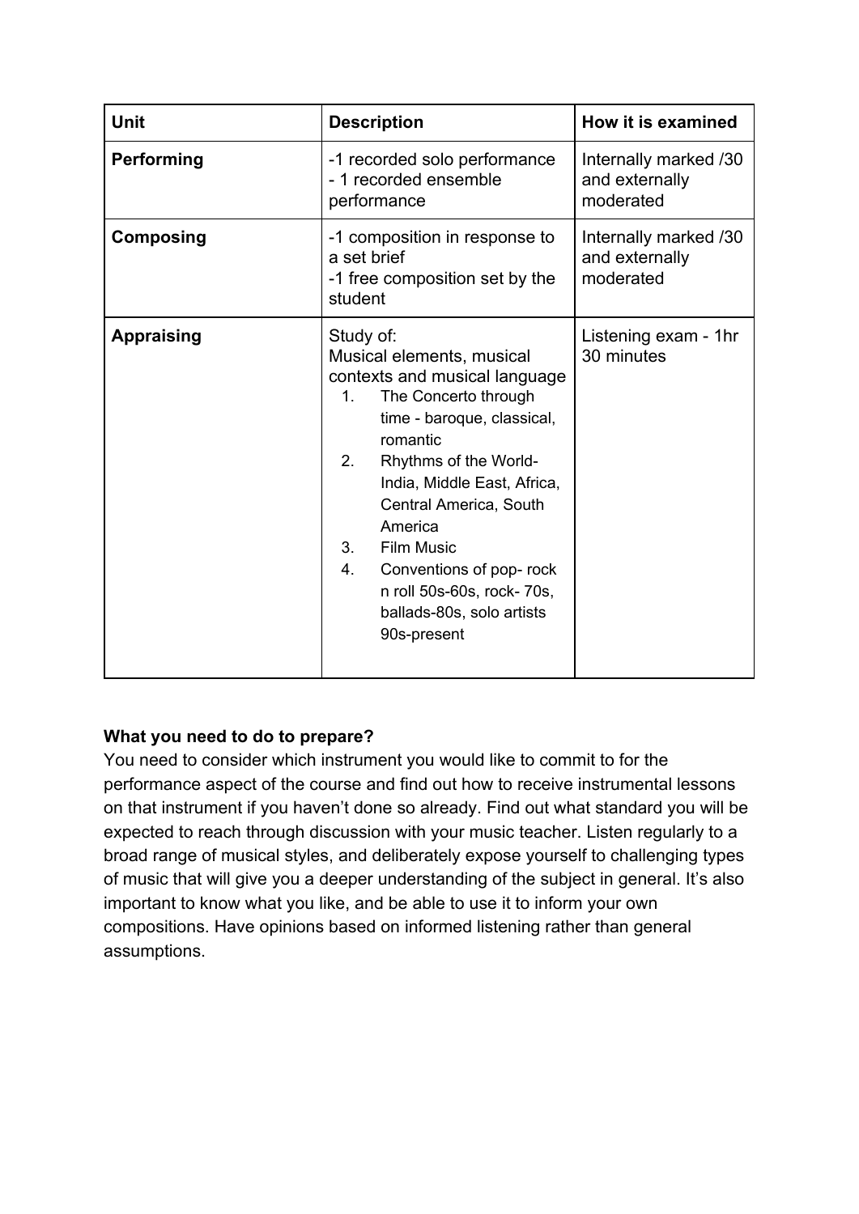| Unit | Description | How it is examined |
|---|---|---|
| **Performing** | -1 recorded solo performance<br>- 1 recorded ensemble performance | Internally marked /30 and externally moderated |
| **Composing** | -1 composition in response to a set brief<br>-1 free composition set by the student | Internally marked /30 and externally moderated |
| **Appraising** | Study of:<br>Musical elements, musical contexts and musical language<br>1. The Concerto through time - baroque, classical, romantic<br>2. Rhythms of the World- India, Middle East, Africa, Central America, South America<br>3. Film Music<br>4. Conventions of pop- rock n roll 50s-60s, rock- 70s, ballads-80s, solo artists 90s-present | Listening exam - 1hr 30 minutes |

**What you need to do to prepare?**

You need to consider which instrument you would like to commit to for the performance aspect of the course and find out how to receive instrumental lessons on that instrument if you haven't done so already. Find out what standard you will be expected to reach through discussion with your music teacher. Listen regularly to a broad range of musical styles, and deliberately expose yourself to challenging types of music that will give you a deeper understanding of the subject in general. It's also important to know what you like, and be able to use it to inform your own compositions. Have opinions based on informed listening rather than general assumptions.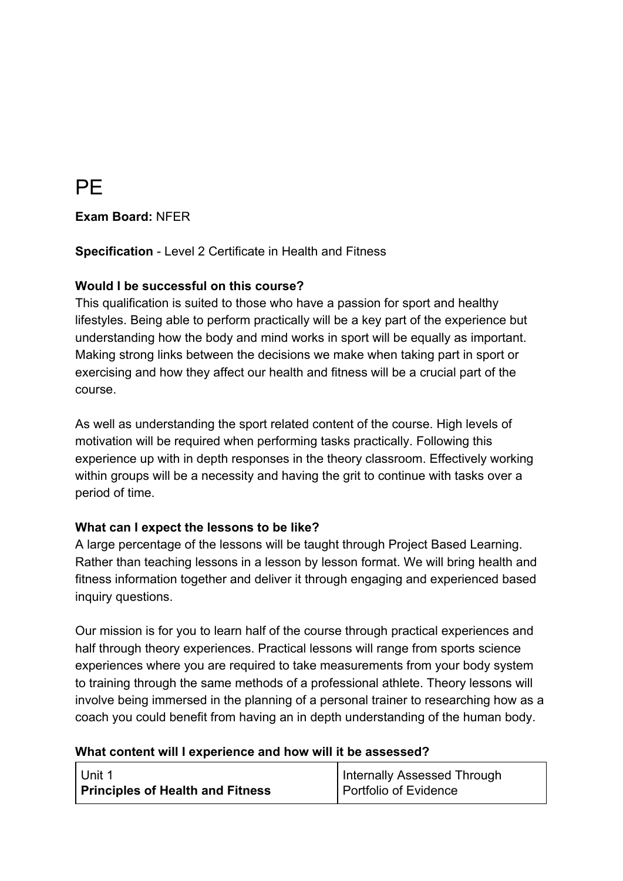# PE

**Exam Board:** NFER

**Specification** - Level 2 Certificate in Health and Fitness

**Would I be successful on this course?**

This qualification is suited to those who have a passion for sport and healthy lifestyles. Being able to perform practically will be a key part of the experience but understanding how the body and mind works in sport will be equally as important. Making strong links between the decisions we make when taking part in sport or exercising and how they affect our health and fitness will be a crucial part of the course.

As well as understanding the sport related content of the course. High levels of motivation will be required when performing tasks practically. Following this experience up with in depth responses in the theory classroom. Effectively working within groups will be a necessity and having the grit to continue with tasks over a period of time.

**What can I expect the lessons to be like?**

A large percentage of the lessons will be taught through Project Based Learning. Rather than teaching lessons in a lesson by lesson format. We will bring health and fitness information together and deliver it through engaging and experienced based inquiry questions.

Our mission is for you to learn half of the course through practical experiences and half through theory experiences. Practical lessons will range from sports science experiences where you are required to take measurements from your body system to training through the same methods of a professional athlete. Theory lessons will involve being immersed in the planning of a personal trainer to researching how as a coach you could benefit from having an in depth understanding of the human body.

**What content will I experience and how will it be assessed?**

| Unit 1<br>**Principles of Health and Fitness** | Internally Assessed Through Portfolio of Evidence |
|---|---|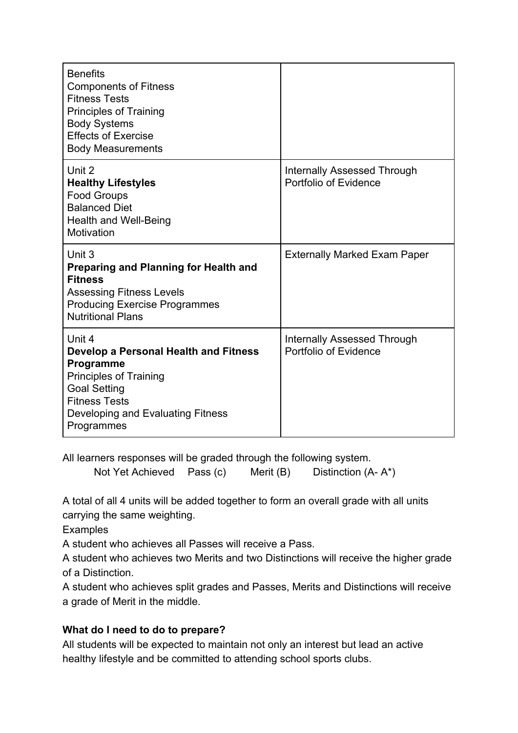| | |
|---|---|
| Benefits<br>Components of Fitness<br>Fitness Tests<br>Principles of Training<br>Body Systems<br>Effects of Exercise<br>Body Measurements | |
| Unit 2<br>**Healthy Lifestyles**<br>Food Groups<br>Balanced Diet<br>Health and Well-Being<br>Motivation | Internally Assessed Through Portfolio of Evidence |
| Unit 3<br>**Preparing and Planning for Health and Fitness**<br>Assessing Fitness Levels<br>Producing Exercise Programmes<br>Nutritional Plans | Externally Marked Exam Paper |
| Unit 4<br>**Develop a Personal Health and Fitness Programme**<br>Principles of Training<br>Goal Setting<br>Fitness Tests<br>Developing and Evaluating Fitness Programmes | Internally Assessed Through Portfolio of Evidence |

All learners responses will be graded through the following system.

Not Yet Achieved  Pass (c)  Merit (B)  Distinction (A- A*)

A total of all 4 units will be added together to form an overall grade with all units carrying the same weighting.

Examples

A student who achieves all Passes will receive a Pass.

A student who achieves two Merits and two Distinctions will receive the higher grade of a Distinction.

A student who achieves split grades and Passes, Merits and Distinctions will receive a grade of Merit in the middle.

**What do I need to do to prepare?**

All students will be expected to maintain not only an interest but lead an active healthy lifestyle and be committed to attending school sports clubs.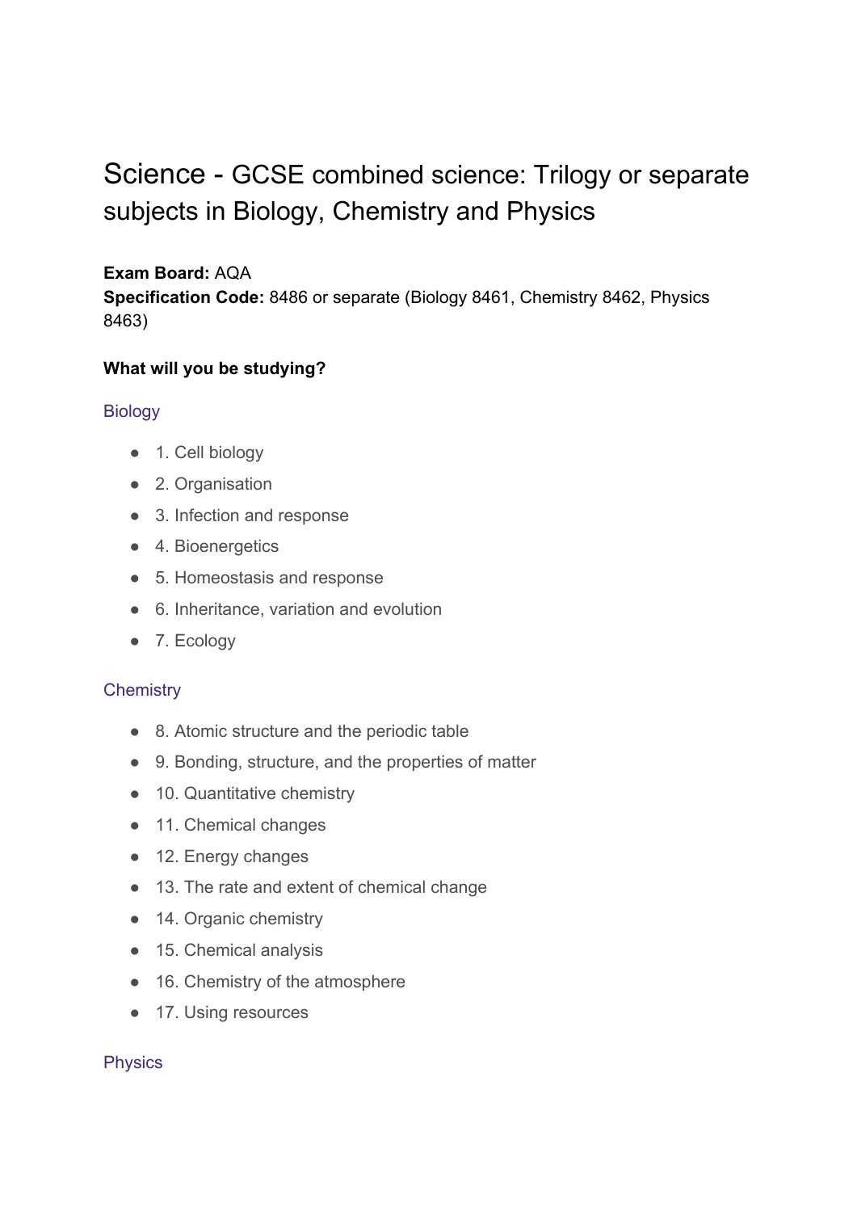# Science - GCSE combined science: Trilogy or separate subjects in Biology, Chemistry and Physics

**Exam Board:** AQA
**Specification Code:** 8486 or separate (Biology 8461, Chemistry 8462, Physics 8463)

**What will you be studying?**

### Biology

- 1. Cell biology
- 2. Organisation
- 3. Infection and response
- 4. Bioenergetics
- 5. Homeostasis and response
- 6. Inheritance, variation and evolution
- 7. Ecology

### Chemistry

- 8. Atomic structure and the periodic table
- 9. Bonding, structure, and the properties of matter
- 10. Quantitative chemistry
- 11. Chemical changes
- 12. Energy changes
- 13. The rate and extent of chemical change
- 14. Organic chemistry
- 15. Chemical analysis
- 16. Chemistry of the atmosphere
- 17. Using resources

### Physics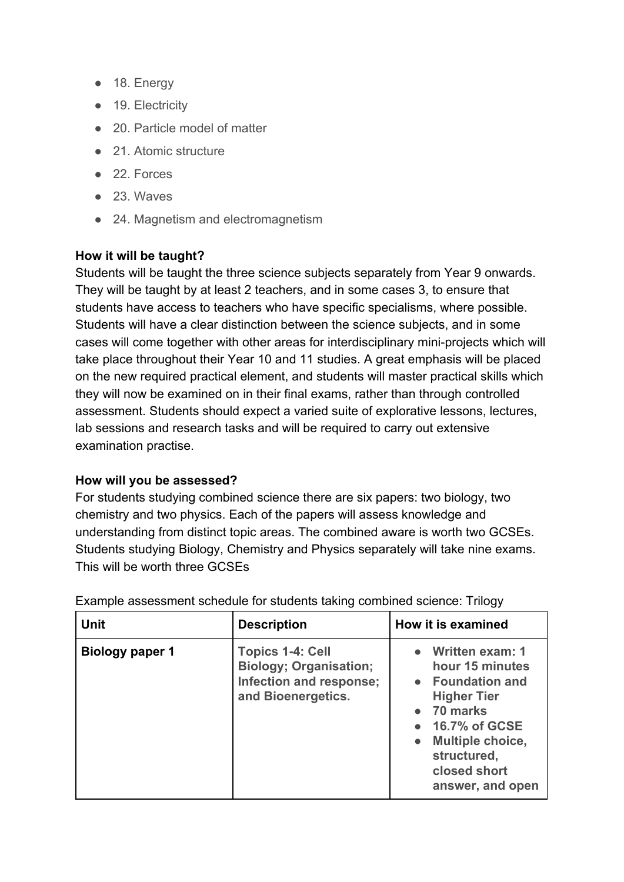- 18. Energy
- 19. Electricity
- 20. Particle model of matter
- 21. Atomic structure
- 22. Forces
- 23. Waves
- 24. Magnetism and electromagnetism

**How it will be taught?**

Students will be taught the three science subjects separately from Year 9 onwards. They will be taught by at least 2 teachers, and in some cases 3, to ensure that students have access to teachers who have specific specialisms, where possible. Students will have a clear distinction between the science subjects, and in some cases will come together with other areas for interdisciplinary mini-projects which will take place throughout their Year 10 and 11 studies. A great emphasis will be placed on the new required practical element, and students will master practical skills which they will now be examined on in their final exams, rather than through controlled assessment. Students should expect a varied suite of explorative lessons, lectures, lab sessions and research tasks and will be required to carry out extensive examination practise.

**How will you be assessed?**

For students studying combined science there are six papers: two biology, two chemistry and two physics. Each of the papers will assess knowledge and understanding from distinct topic areas. The combined aware is worth two GCSEs. Students studying Biology, Chemistry and Physics separately will take nine exams. This will be worth three GCSEs

Example assessment schedule for students taking combined science: Trilogy

| Unit | Description | How it is examined |
|---|---|---|
| **Biology paper 1** | **Topics 1-4: Cell Biology; Organisation; Infection and response; and Bioenergetics.** | • **Written exam: 1 hour 15 minutes**<br>• **Foundation and Higher Tier**<br>• **70 marks**<br>• **16.7% of GCSE**<br>• **Multiple choice, structured, closed short answer, and open** |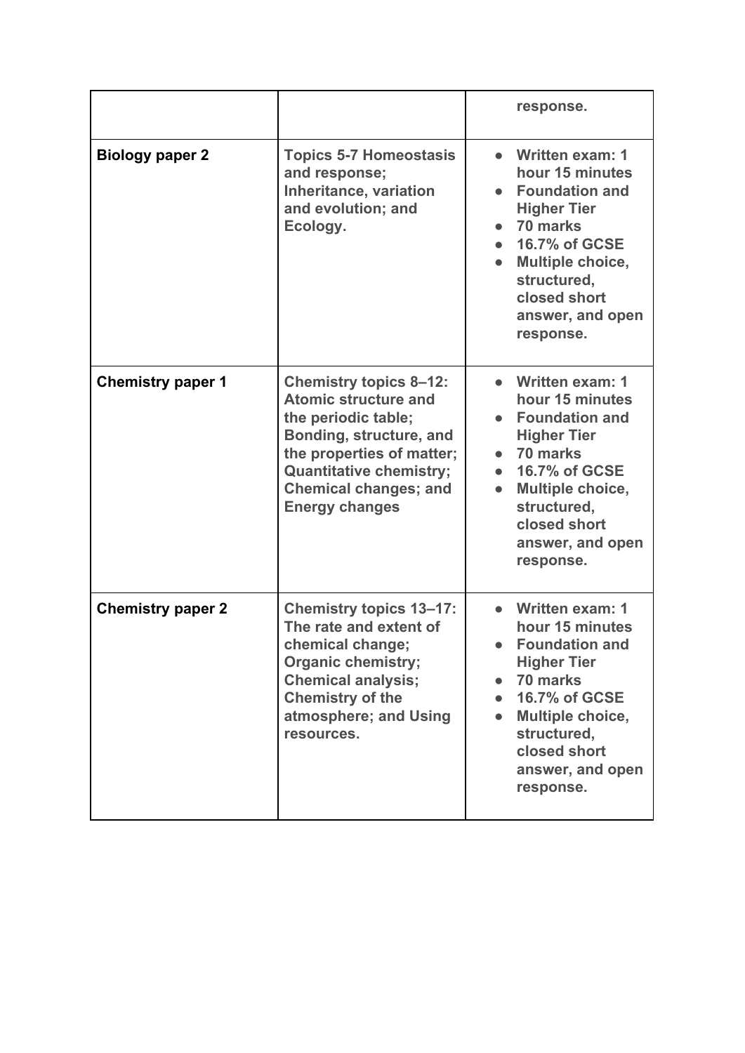| | | response. |
|---|---|---|
| **Biology paper 2** | **Topics 5-7 Homeostasis and response; Inheritance, variation and evolution; and Ecology.** | <ul><li>**Written exam: 1 hour 15 minutes**</li><li>**Foundation and Higher Tier**</li><li>**70 marks**</li><li>**16.7% of GCSE**</li><li>**Multiple choice, structured, closed short answer, and open response.**</li></ul> |
| **Chemistry paper 1** | **Chemistry topics 8–12: Atomic structure and the periodic table; Bonding, structure, and the properties of matter; Quantitative chemistry; Chemical changes; and Energy changes** | <ul><li>**Written exam: 1 hour 15 minutes**</li><li>**Foundation and Higher Tier**</li><li>**70 marks**</li><li>**16.7% of GCSE**</li><li>**Multiple choice, structured, closed short answer, and open response.**</li></ul> |
| **Chemistry paper 2** | **Chemistry topics 13–17: The rate and extent of chemical change; Organic chemistry; Chemical analysis; Chemistry of the atmosphere; and Using resources.** | <ul><li>**Written exam: 1 hour 15 minutes**</li><li>**Foundation and Higher Tier**</li><li>**70 marks**</li><li>**16.7% of GCSE**</li><li>**Multiple choice, structured, closed short answer, and open response.**</li></ul> |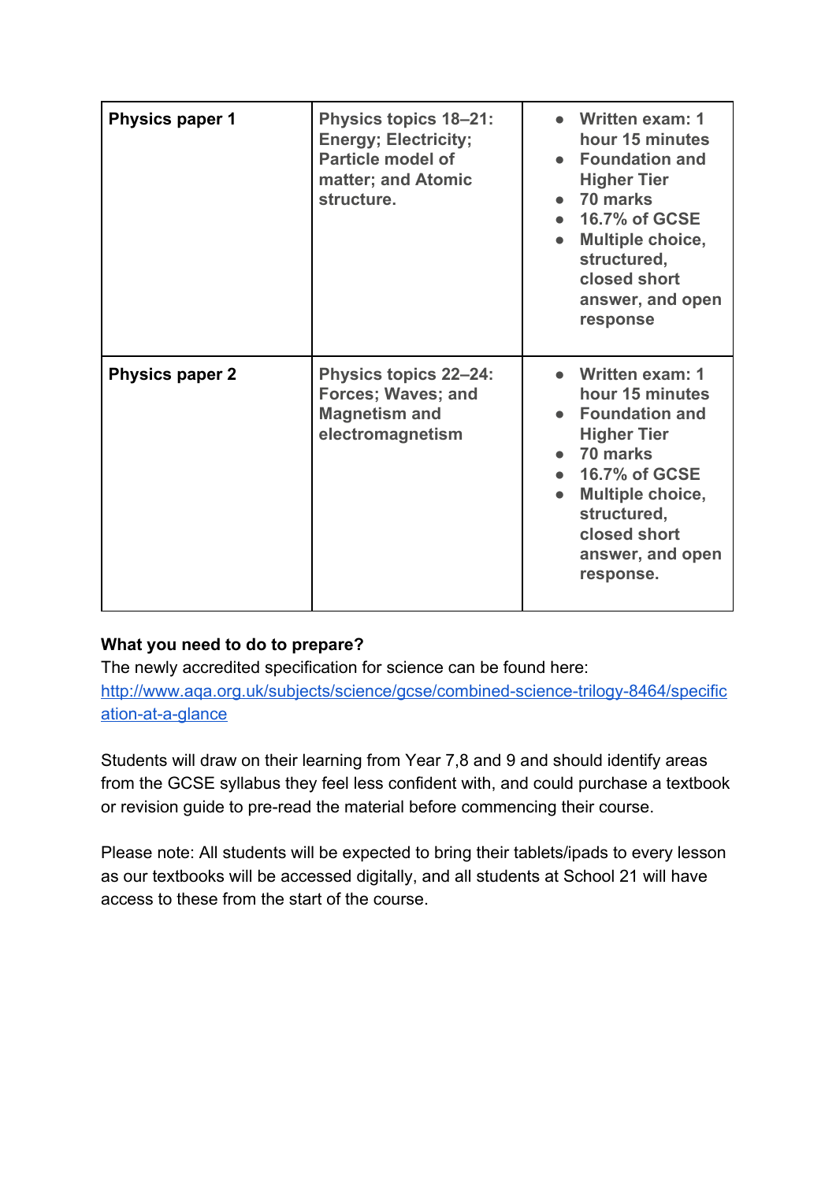| Physics paper 1 | Physics topics 18–21: Energy; Electricity; Particle model of matter; and Atomic structure. | <ul><li>Written exam: 1 hour 15 minutes</li><li>Foundation and Higher Tier</li><li>70 marks</li><li>16.7% of GCSE</li><li>Multiple choice, structured, closed short answer, and open response</li></ul> |
|---|---|---|
| **Physics paper 2** | **Physics topics 22–24: Forces; Waves; and Magnetism and electromagnetism** | <ul><li>Written exam: 1 hour 15 minutes</li><li>Foundation and Higher Tier</li><li>70 marks</li><li>16.7% of GCSE</li><li>Multiple choice, structured, closed short answer, and open response.</li></ul> |

**What you need to do to prepare?**

The newly accredited specification for science can be found here:
[http://www.aqa.org.uk/subjects/science/gcse/combined-science-trilogy-8464/specification-at-a-glance](http://www.aqa.org.uk/subjects/science/gcse/combined-science-trilogy-8464/specification-at-a-glance)

Students will draw on their learning from Year 7,8 and 9 and should identify areas from the GCSE syllabus they feel less confident with, and could purchase a textbook or revision guide to pre-read the material before commencing their course.

Please note: All students will be expected to bring their tablets/ipads to every lesson as our textbooks will be accessed digitally, and all students at School 21 will have access to these from the start of the course.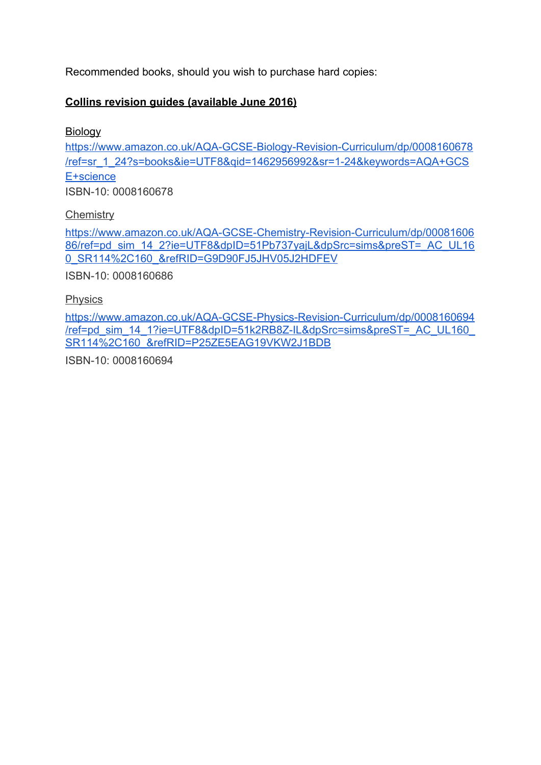Recommended books, should you wish to purchase hard copies:

**Collins revision guides (available June 2016)**

Biology

https://www.amazon.co.uk/AQA-GCSE-Biology-Revision-Curriculum/dp/0008160678/ref=sr_1_24?s=books&ie=UTF8&qid=1462956992&sr=1-24&keywords=AQA+GCSE+science

ISBN-10: 0008160678

Chemistry

https://www.amazon.co.uk/AQA-GCSE-Chemistry-Revision-Curriculum/dp/0008160686/ref=pd_sim_14_2?ie=UTF8&dpID=51Pb737yajL&dpSrc=sims&preST=_AC_UL160_SR114%2C160_&refRID=G9D90FJ5JHV05J2HDFEV

ISBN-10: 0008160686

Physics

https://www.amazon.co.uk/AQA-GCSE-Physics-Revision-Curriculum/dp/0008160694/ref=pd_sim_14_1?ie=UTF8&dpID=51k2RB8Z-IL&dpSrc=sims&preST=_AC_UL160_SR114%2C160_&refRID=P25ZE5EAG19VKW2J1BDB

ISBN-10: 0008160694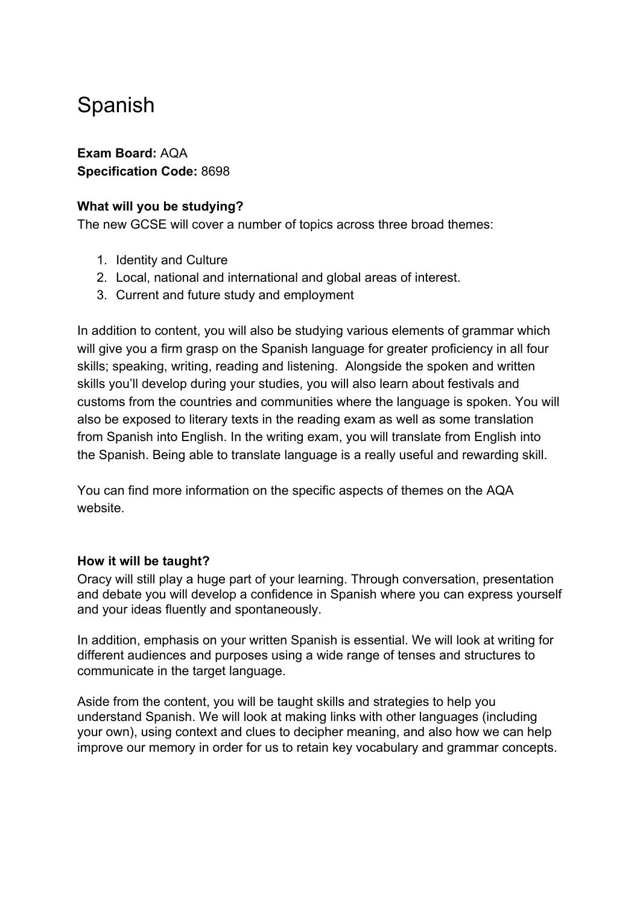# Spanish

**Exam Board:** AQA
**Specification Code:** 8698

**What will you be studying?**
The new GCSE will cover a number of topics across three broad themes:

1. Identity and Culture
2. Local, national and international and global areas of interest.
3. Current and future study and employment

In addition to content, you will also be studying various elements of grammar which will give you a firm grasp on the Spanish language for greater proficiency in all four skills; speaking, writing, reading and listening. Alongside the spoken and written skills you'll develop during your studies, you will also learn about festivals and customs from the countries and communities where the language is spoken. You will also be exposed to literary texts in the reading exam as well as some translation from Spanish into English. In the writing exam, you will translate from English into the Spanish. Being able to translate language is a really useful and rewarding skill.

You can find more information on the specific aspects of themes on the AQA website.

**How it will be taught?**
Oracy will still play a huge part of your learning. Through conversation, presentation and debate you will develop a confidence in Spanish where you can express yourself and your ideas fluently and spontaneously.

In addition, emphasis on your written Spanish is essential. We will look at writing for different audiences and purposes using a wide range of tenses and structures to communicate in the target language.

Aside from the content, you will be taught skills and strategies to help you understand Spanish. We will look at making links with other languages (including your own), using context and clues to decipher meaning, and also how we can help improve our memory in order for us to retain key vocabulary and grammar concepts.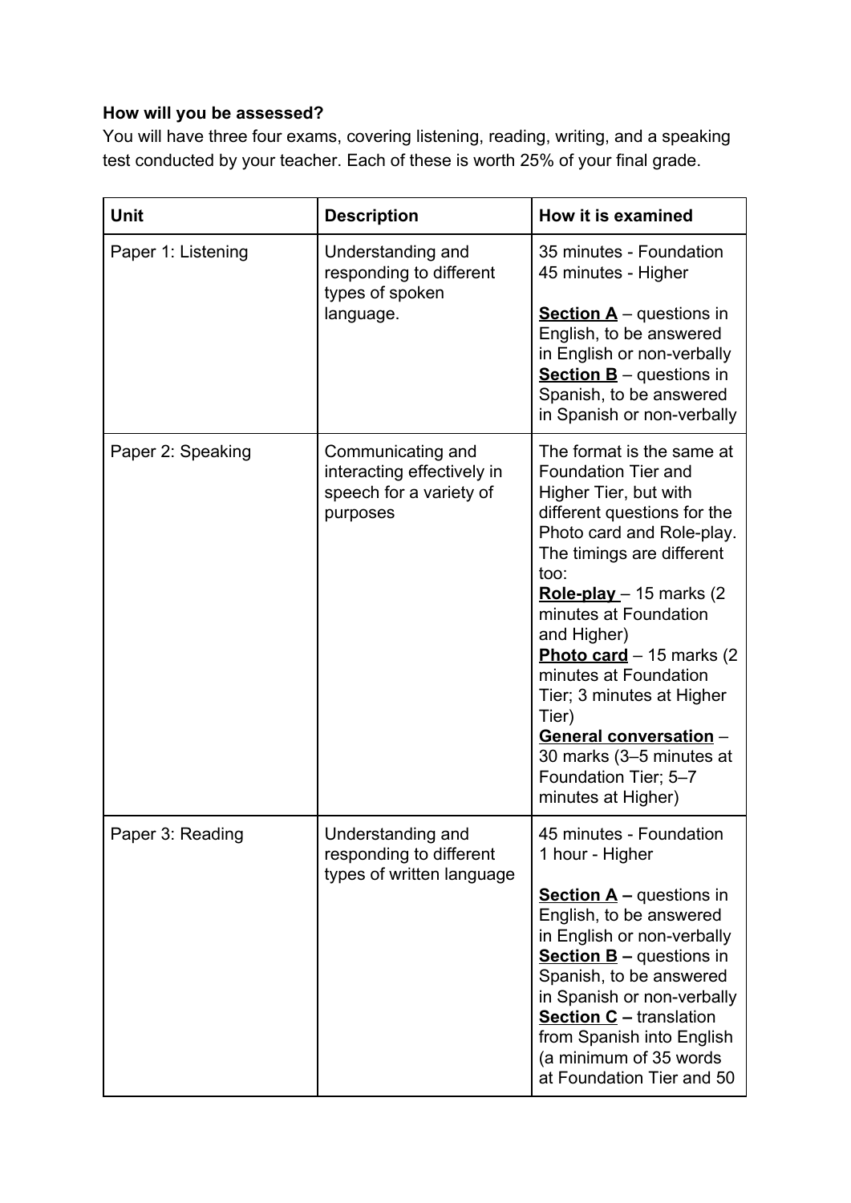**How will you be assessed?**
You will have three four exams, covering listening, reading, writing, and a speaking test conducted by your teacher. Each of these is worth 25% of your final grade.

| **Unit** | **Description** | **How it is examined** |
| --- | --- | --- |
| Paper 1: Listening | Understanding and responding to different types of spoken language. | 35 minutes - Foundation<br>45 minutes - Higher<br><br>**Section A** – questions in English, to be answered in English or non-verbally<br>**Section B** – questions in Spanish, to be answered in Spanish or non-verbally |
| Paper 2: Speaking | Communicating and interacting effectively in speech for a variety of purposes | The format is the same at Foundation Tier and Higher Tier, but with different questions for the Photo card and Role-play. The timings are different too:<br>**Role-play** – 15 marks (2 minutes at Foundation and Higher)<br>**Photo card** – 15 marks (2 minutes at Foundation Tier; 3 minutes at Higher Tier)<br>**General conversation** – 30 marks (3–5 minutes at Foundation Tier; 5–7 minutes at Higher) |
| Paper 3: Reading | Understanding and responding to different types of written language | 45 minutes - Foundation<br>1 hour - Higher<br><br>**Section A –** questions in English, to be answered in English or non-verbally<br>**Section B –** questions in Spanish, to be answered in Spanish or non-verbally<br>**Section C –** translation from Spanish into English (a minimum of 35 words at Foundation Tier and 50 |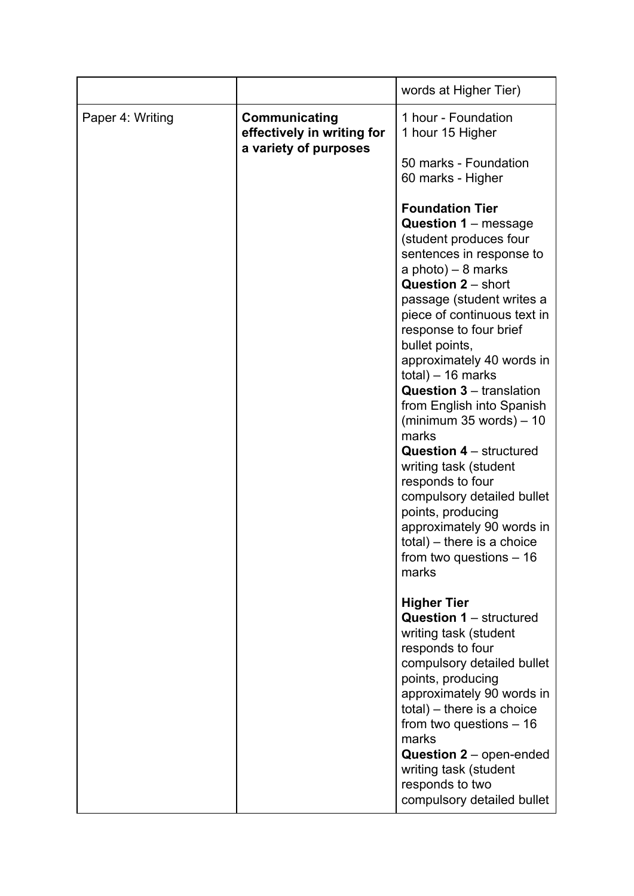| | | |
|---|---|---|
| | | words at Higher Tier) |
| Paper 4: Writing | **Communicating effectively in writing for a variety of purposes** | 1 hour - Foundation<br>1 hour 15 Higher<br><br>50 marks - Foundation<br>60 marks - Higher<br><br>**Foundation Tier**<br>**Question 1** – message (student produces four sentences in response to a photo) – 8 marks<br>**Question 2** – short passage (student writes a piece of continuous text in response to four brief bullet points, approximately 40 words in total) – 16 marks<br>**Question 3** – translation from English into Spanish (minimum 35 words) – 10 marks<br>**Question 4** – structured writing task (student responds to four compulsory detailed bullet points, producing approximately 90 words in total) – there is a choice from two questions – 16 marks<br><br>**Higher Tier**<br>**Question 1** – structured writing task (student responds to four compulsory detailed bullet points, producing approximately 90 words in total) – there is a choice from two questions – 16 marks<br>**Question 2** – open-ended writing task (student responds to two compulsory detailed bullet |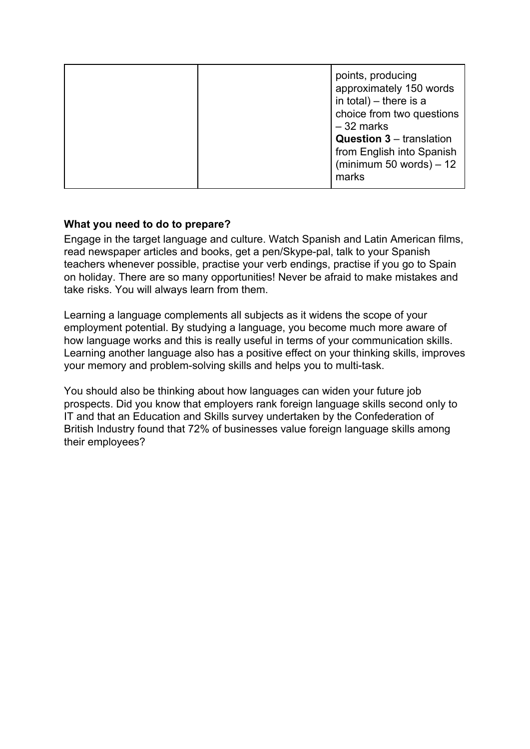| | | |
|---|---|---|
| | | points, producing approximately 150 words in total) – there is a choice from two questions – 32 marks<br>**Question 3** – translation from English into Spanish (minimum 50 words) – 12 marks |

**What you need to do to prepare?**

Engage in the target language and culture. Watch Spanish and Latin American films, read newspaper articles and books, get a pen/Skype-pal, talk to your Spanish teachers whenever possible, practise your verb endings, practise if you go to Spain on holiday. There are so many opportunities! Never be afraid to make mistakes and take risks. You will always learn from them.

Learning a language complements all subjects as it widens the scope of your employment potential. By studying a language, you become much more aware of how language works and this is really useful in terms of your communication skills. Learning another language also has a positive effect on your thinking skills, improves your memory and problem-solving skills and helps you to multi-task.

You should also be thinking about how languages can widen your future job prospects. Did you know that employers rank foreign language skills second only to IT and that an Education and Skills survey undertaken by the Confederation of British Industry found that 72% of businesses value foreign language skills among their employees?